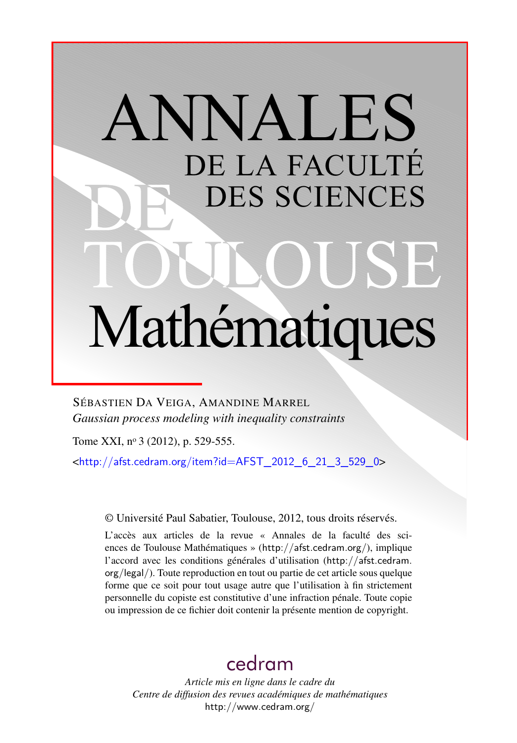# ANNALES DE LA FACULTÉ DES SCIENCES DE TOULOUSE Mathématiques

SÉBASTIEN DA VEIGA, AMANDINE MARREL

*Gaussian process modeling with inequality constraints*

Tome XXI, n° 3 (2012), p. 529-555.

<http://afst.cedram.org/item?id=AFST_2012_6_21_3_529_0>

© Université Paul Sabatier, Toulouse, 2012, tous droits réservés.

L'accès aux articles de la revue « Annales de la faculté des sciences de Toulouse Mathématiques » (http://afst.cedram.org/), implique l'accord avec les conditions générales d'utilisation (http://afst.cedram.org/legal/). Toute reproduction en tout ou partie de cet article sous quelque forme que ce soit pour tout usage autre que l'utilisation à fin strictement personnelle du copiste est constitutive d'une infraction pénale. Toute copie ou impression de ce fichier doit contenir la présente mention de copyright.

cedram

*Article mis en ligne dans le cadre du Centre de diffusion des revues académiques de mathématiques*

http://www.cedram.org/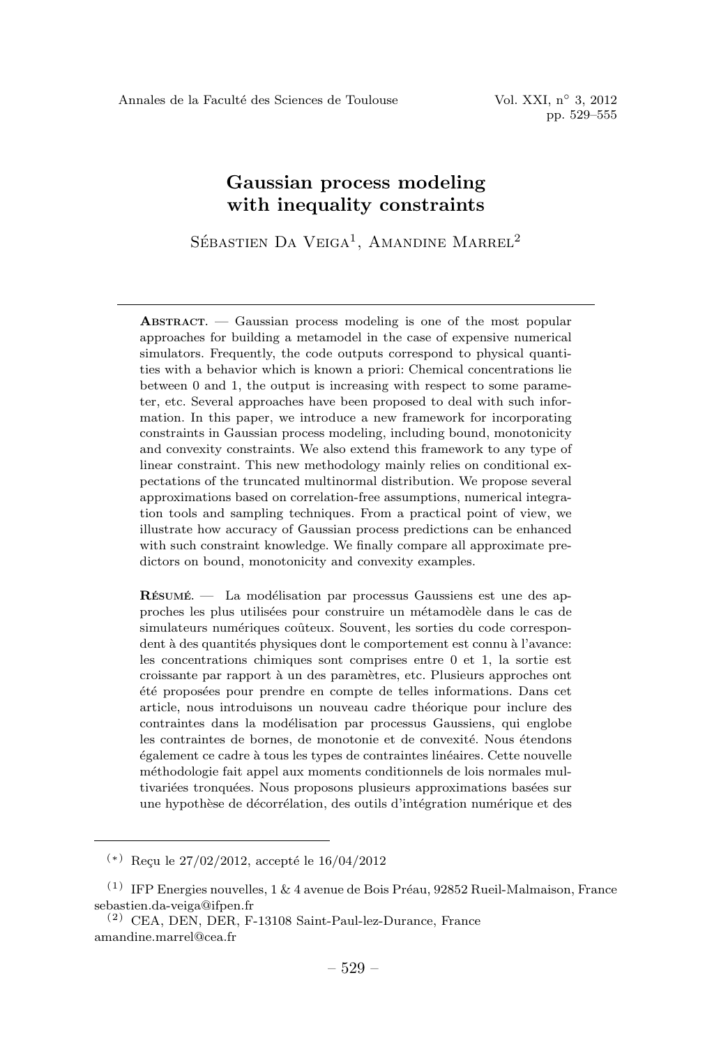# Gaussian process modeling with inequality constraints

Sébastien Da Veiga[1], Amandine Marrel[2]

---

**Abstract.** — Gaussian process modeling is one of the most popular approaches for building a metamodel in the case of expensive numerical simulators. Frequently, the code outputs correspond to physical quantities with a behavior which is known a priori: Chemical concentrations lie between 0 and 1, the output is increasing with respect to some parameter, etc. Several approaches have been proposed to deal with such information. In this paper, we introduce a new framework for incorporating constraints in Gaussian process modeling, including bound, monotonicity and convexity constraints. We also extend this framework to any type of linear constraint. This new methodology mainly relies on conditional expectations of the truncated multinormal distribution. We propose several approximations based on correlation-free assumptions, numerical integration tools and sampling techniques. From a practical point of view, we illustrate how accuracy of Gaussian process predictions can be enhanced with such constraint knowledge. We finally compare all approximate predictors on bound, monotonicity and convexity examples.

**Résumé.** — La modélisation par processus Gaussiens est une des approches les plus utilisées pour construire un métamodèle dans le cas de simulateurs numériques coûteux. Souvent, les sorties du code correspondent à des quantités physiques dont le comportement est connu à l'avance: les concentrations chimiques sont comprises entre 0 et 1, la sortie est croissante par rapport à un des paramètres, etc. Plusieurs approches ont été proposées pour prendre en compte de telles informations. Dans cet article, nous introduisons un nouveau cadre théorique pour inclure des contraintes dans la modélisation par processus Gaussiens, qui englobe les contraintes de bornes, de monotonie et de convexité. Nous étendons également ce cadre à tous les types de contraintes linéaires. Cette nouvelle méthodologie fait appel aux moments conditionnels de lois normales multivariées tronquées. Nous proposons plusieurs approximations basées sur une hypothèse de décorrélation, des outils d'intégration numérique et des

---

(*) Reçu le 27/02/2012, accepté le 16/04/2012

[1] IFP Energies nouvelles, 1 & 4 avenue de Bois Préau, 92852 Rueil-Malmaison, France
sebastien.da-veiga@ifpen.fr

[2] CEA, DEN, DER, F-13108 Saint-Paul-lez-Durance, France
amandine.marrel@cea.fr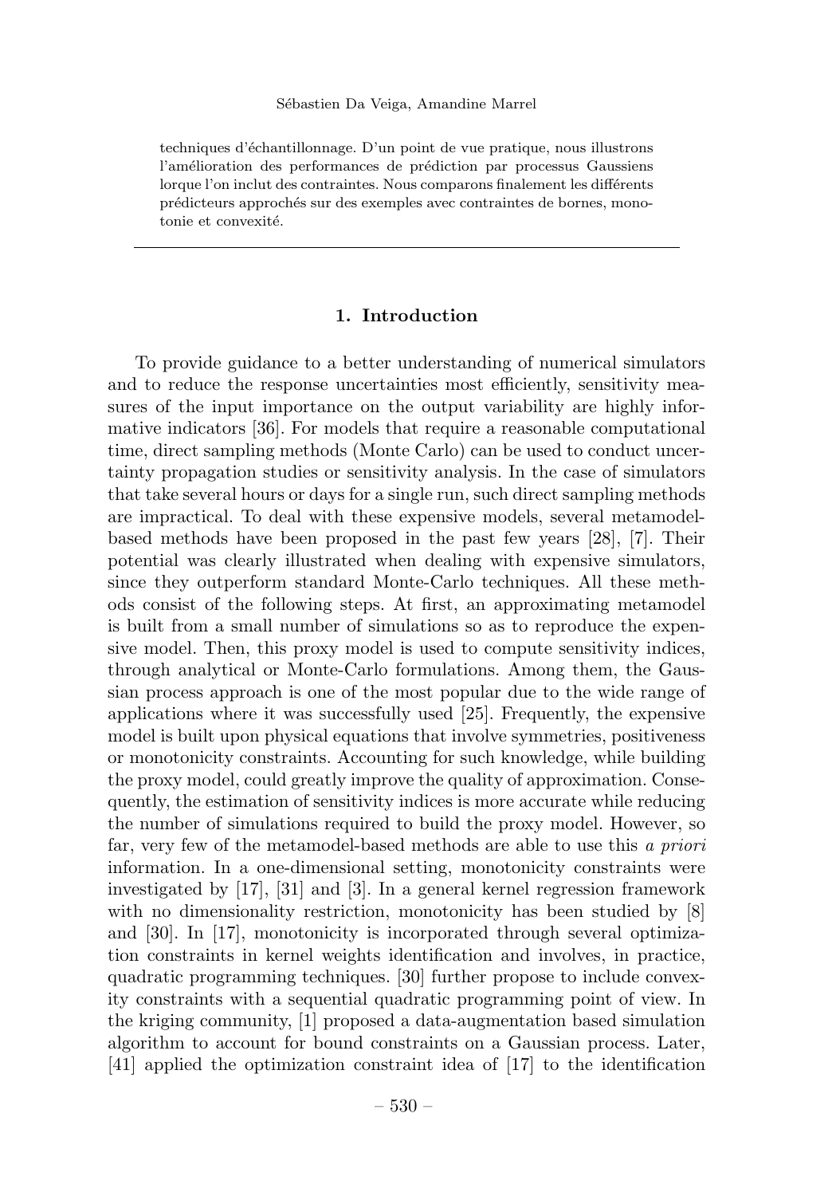techniques d'échantillonnage. D'un point de vue pratique, nous illustrons l'amélioration des performances de prédiction par processus Gaussiens lorque l'on inclut des contraintes. Nous comparons finalement les différents prédicteurs approchés sur des exemples avec contraintes de bornes, monotonie et convexité.

---

## 1. Introduction

To provide guidance to a better understanding of numerical simulators and to reduce the response uncertainties most efficiently, sensitivity measures of the input importance on the output variability are highly informative indicators [36]. For models that require a reasonable computational time, direct sampling methods (Monte Carlo) can be used to conduct uncertainty propagation studies or sensitivity analysis. In the case of simulators that take several hours or days for a single run, such direct sampling methods are impractical. To deal with these expensive models, several metamodel-based methods have been proposed in the past few years [28], [7]. Their potential was clearly illustrated when dealing with expensive simulators, since they outperform standard Monte-Carlo techniques. All these methods consist of the following steps. At first, an approximating metamodel is built from a small number of simulations so as to reproduce the expensive model. Then, this proxy model is used to compute sensitivity indices, through analytical or Monte-Carlo formulations. Among them, the Gaussian process approach is one of the most popular due to the wide range of applications where it was successfully used [25]. Frequently, the expensive model is built upon physical equations that involve symmetries, positiveness or monotonicity constraints. Accounting for such knowledge, while building the proxy model, could greatly improve the quality of approximation. Consequently, the estimation of sensitivity indices is more accurate while reducing the number of simulations required to build the proxy model. However, so far, very few of the metamodel-based methods are able to use this *a priori* information. In a one-dimensional setting, monotonicity constraints were investigated by [17], [31] and [3]. In a general kernel regression framework with no dimensionality restriction, monotonicity has been studied by [8] and [30]. In [17], monotonicity is incorporated through several optimization constraints in kernel weights identification and involves, in practice, quadratic programming techniques. [30] further propose to include convexity constraints with a sequential quadratic programming point of view. In the kriging community, [1] proposed a data-augmentation based simulation algorithm to account for bound constraints on a Gaussian process. Later, [41] applied the optimization constraint idea of [17] to the identification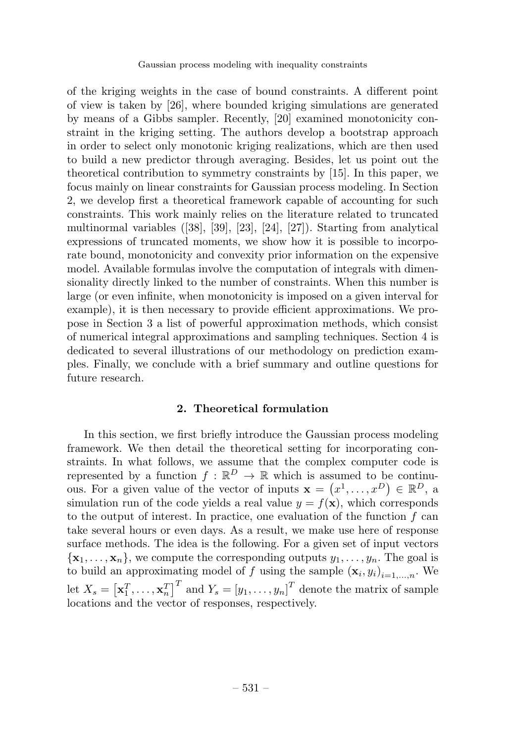of the kriging weights in the case of bound constraints. A different point of view is taken by [26], where bounded kriging simulations are generated by means of a Gibbs sampler. Recently, [20] examined monotonicity constraint in the kriging setting. The authors develop a bootstrap approach in order to select only monotonic kriging realizations, which are then used to build a new predictor through averaging. Besides, let us point out the theoretical contribution to symmetry constraints by [15]. In this paper, we focus mainly on linear constraints for Gaussian process modeling. In Section 2, we develop first a theoretical framework capable of accounting for such constraints. This work mainly relies on the literature related to truncated multinormal variables ([38], [39], [23], [24], [27]). Starting from analytical expressions of truncated moments, we show how it is possible to incorporate bound, monotonicity and convexity prior information on the expensive model. Available formulas involve the computation of integrals with dimensionality directly linked to the number of constraints. When this number is large (or even infinite, when monotonicity is imposed on a given interval for example), it is then necessary to provide efficient approximations. We propose in Section 3 a list of powerful approximation methods, which consist of numerical integral approximations and sampling techniques. Section 4 is dedicated to several illustrations of our methodology on prediction examples. Finally, we conclude with a brief summary and outline questions for future research.

## 2. Theoretical formulation

In this section, we first briefly introduce the Gaussian process modeling framework. We then detail the theoretical setting for incorporating constraints. In what follows, we assume that the complex computer code is represented by a function $f : \mathbb{R}^D \to \mathbb{R}$ which is assumed to be continuous. For a given value of the vector of inputs $\mathbf{x} = \left(x^1, \ldots, x^D\right) \in \mathbb{R}^D$, a simulation run of the code yields a real value $y = f(\mathbf{x})$, which corresponds to the output of interest. In practice, one evaluation of the function $f$ can take several hours or even days. As a result, we make use here of response surface methods. The idea is the following. For a given set of input vectors $\{\mathbf{x}_1, \ldots, \mathbf{x}_n\}$, we compute the corresponding outputs $y_1, \ldots, y_n$. The goal is to build an approximating model of $f$ using the sample $(\mathbf{x}_i, y_i)_{i=1,\ldots,n}$. We let $X_s = \left[\mathbf{x}_1^T, \ldots, \mathbf{x}_n^T\right]^T$ and $Y_s = \left[y_1, \ldots, y_n\right]^T$ denote the matrix of sample locations and the vector of responses, respectively.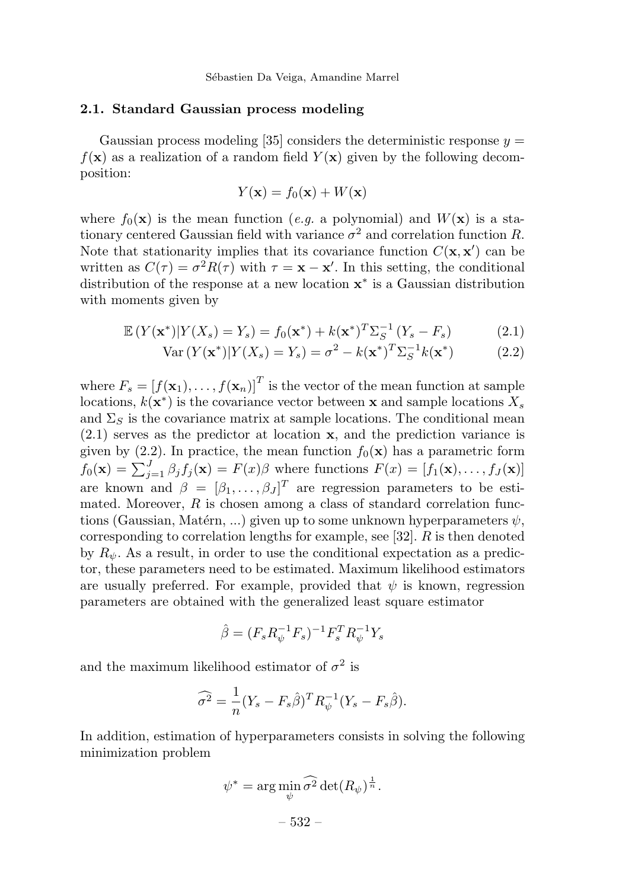### 2.1. Standard Gaussian process modeling

Gaussian process modeling [35] considers the deterministic response $y = f(\mathbf{x})$ as a realization of a random field $Y(\mathbf{x})$ given by the following decomposition:

$$Y(\mathbf{x}) = f_0(\mathbf{x}) + W(\mathbf{x})$$

where $f_0(\mathbf{x})$ is the mean function (*e.g.* a polynomial) and $W(\mathbf{x})$ is a stationary centered Gaussian field with variance $\sigma^2$ and correlation function $R$. Note that stationarity implies that its covariance function $C(\mathbf{x}, \mathbf{x}')$ can be written as $C(\tau) = \sigma^2 R(\tau)$ with $\tau = \mathbf{x} - \mathbf{x}'$. In this setting, the conditional distribution of the response at a new location $\mathbf{x}^*$ is a Gaussian distribution with moments given by

$$\mathbb{E}\left(Y(\mathbf{x}^*)|Y(X_s) = Y_s\right) = f_0(\mathbf{x}^*) + k(\mathbf{x}^*)^T \Sigma_S^{-1} \left(Y_s - F_s\right) \tag{2.1}$$

$$\mathrm{Var}\left(Y(\mathbf{x}^*)|Y(X_s) = Y_s\right) = \sigma^2 - k(\mathbf{x}^*)^T \Sigma_S^{-1} k(\mathbf{x}^*) \tag{2.2}$$

where $F_s = \left[f(\mathbf{x}_1), \ldots, f(\mathbf{x}_n)\right]^T$ is the vector of the mean function at sample locations, $k(\mathbf{x}^*)$ is the covariance vector between $\mathbf{x}$ and sample locations $X_s$ and $\Sigma_S$ is the covariance matrix at sample locations. The conditional mean (2.1) serves as the predictor at location $\mathbf{x}$, and the prediction variance is given by (2.2). In practice, the mean function $f_0(\mathbf{x})$ has a parametric form $f_0(\mathbf{x}) = \sum_{j=1}^{J} \beta_j f_j(\mathbf{x}) = F(x)\beta$ where functions $F(x) = [f_1(\mathbf{x}), \ldots, f_J(\mathbf{x})]$ are known and $\beta = [\beta_1, \ldots, \beta_J]^T$ are regression parameters to be estimated. Moreover, $R$ is chosen among a class of standard correlation functions (Gaussian, Matérn, ...) given up to some unknown hyperparameters $\psi$, corresponding to correlation lengths for example, see [32]. $R$ is then denoted by $R_\psi$. As a result, in order to use the conditional expectation as a predictor, these parameters need to be estimated. Maximum likelihood estimators are usually preferred. For example, provided that $\psi$ is known, regression parameters are obtained with the generalized least square estimator

$$\hat{\beta} = (F_s R_\psi^{-1} F_s)^{-1} F_s^T R_\psi^{-1} Y_s$$

and the maximum likelihood estimator of $\sigma^2$ is

$$\widehat{\sigma^2} = \frac{1}{n}(Y_s - F_s\hat{\beta})^T R_\psi^{-1} (Y_s - F_s\hat{\beta}).$$

In addition, estimation of hyperparameters consists in solving the following minimization problem

$$\psi^* = \arg\min_{\psi} \widehat{\sigma^2} \det(R_\psi)^{\frac{1}{n}}.$$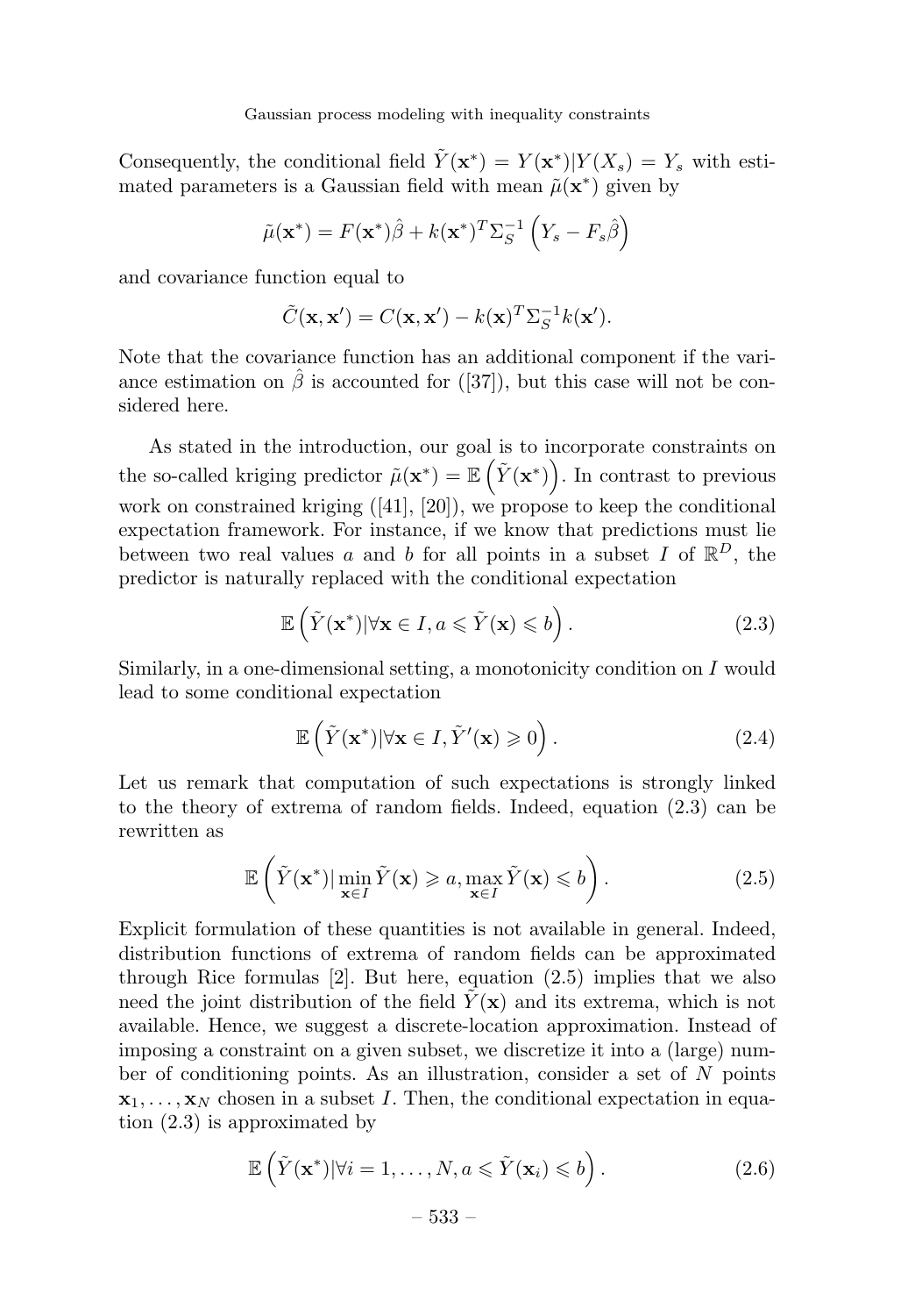Consequently, the conditional field $\tilde{Y}(\mathbf{x}^*) = Y(\mathbf{x}^*)|Y(X_s) = Y_s$ with estimated parameters is a Gaussian field with mean $\tilde{\mu}(\mathbf{x}^*)$ given by

$$\tilde{\mu}(\mathbf{x}^*) = F(\mathbf{x}^*)\hat{\beta} + k(\mathbf{x}^*)^T \Sigma_S^{-1} \left( Y_s - F_s \hat{\beta} \right)$$

and covariance function equal to

$$\tilde{C}(\mathbf{x}, \mathbf{x}') = C(\mathbf{x}, \mathbf{x}') - k(\mathbf{x})^T \Sigma_S^{-1} k(\mathbf{x}').$$

Note that the covariance function has an additional component if the variance estimation on $\hat{\beta}$ is accounted for ([37]), but this case will not be considered here.

As stated in the introduction, our goal is to incorporate constraints on the so-called kriging predictor $\tilde{\mu}(\mathbf{x}^*) = \mathbb{E}\left(\tilde{Y}(\mathbf{x}^*)\right)$. In contrast to previous work on constrained kriging ([41], [20]), we propose to keep the conditional expectation framework. For instance, if we know that predictions must lie between two real values $a$ and $b$ for all points in a subset $I$ of $\mathbb{R}^D$, the predictor is naturally replaced with the conditional expectation

$$\mathbb{E}\left(\tilde{Y}(\mathbf{x}^*) | \forall \mathbf{x} \in I, a \leqslant \tilde{Y}(\mathbf{x}) \leqslant b\right). \tag{2.3}$$

Similarly, in a one-dimensional setting, a monotonicity condition on $I$ would lead to some conditional expectation

$$\mathbb{E}\left(\tilde{Y}(\mathbf{x}^*) | \forall \mathbf{x} \in I, \tilde{Y}'(\mathbf{x}) \geqslant 0\right). \tag{2.4}$$

Let us remark that computation of such expectations is strongly linked to the theory of extrema of random fields. Indeed, equation (2.3) can be rewritten as

$$\mathbb{E}\left(\tilde{Y}(\mathbf{x}^*) | \min_{\mathbf{x} \in I} \tilde{Y}(\mathbf{x}) \geqslant a, \max_{\mathbf{x} \in I} \tilde{Y}(\mathbf{x}) \leqslant b\right). \tag{2.5}$$

Explicit formulation of these quantities is not available in general. Indeed, distribution functions of extrema of random fields can be approximated through Rice formulas [2]. But here, equation (2.5) implies that we also need the joint distribution of the field $\tilde{Y}(\mathbf{x})$ and its extrema, which is not available. Hence, we suggest a discrete-location approximation. Instead of imposing a constraint on a given subset, we discretize it into a (large) number of conditioning points. As an illustration, consider a set of $N$ points $\mathbf{x}_1, \ldots, \mathbf{x}_N$ chosen in a subset $I$. Then, the conditional expectation in equation (2.3) is approximated by

$$\mathbb{E}\left(\tilde{Y}(\mathbf{x}^*) | \forall i = 1, \ldots, N, a \leqslant \tilde{Y}(\mathbf{x}_i) \leqslant b\right). \tag{2.6}$$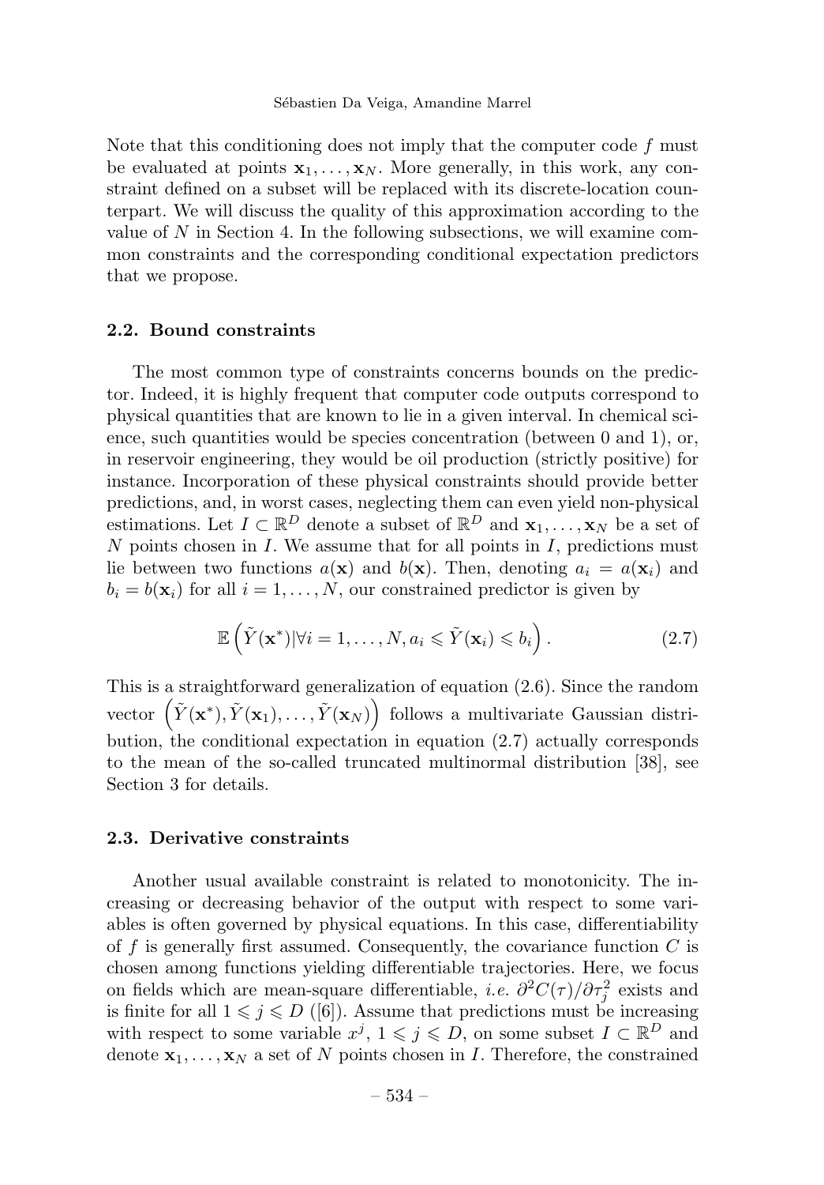Note that this conditioning does not imply that the computer code $f$ must be evaluated at points $\mathbf{x}_1, \dots, \mathbf{x}_N$. More generally, in this work, any constraint defined on a subset will be replaced with its discrete-location counterpart. We will discuss the quality of this approximation according to the value of $N$ in Section 4. In the following subsections, we will examine common constraints and the corresponding conditional expectation predictors that we propose.

### 2.2. Bound constraints

The most common type of constraints concerns bounds on the predictor. Indeed, it is highly frequent that computer code outputs correspond to physical quantities that are known to lie in a given interval. In chemical science, such quantities would be species concentration (between 0 and 1), or, in reservoir engineering, they would be oil production (strictly positive) for instance. Incorporation of these physical constraints should provide better predictions, and, in worst cases, neglecting them can even yield non-physical estimations. Let $I \subset \mathbb{R}^D$ denote a subset of $\mathbb{R}^D$ and $\mathbf{x}_1, \dots, \mathbf{x}_N$ be a set of $N$ points chosen in $I$. We assume that for all points in $I$, predictions must lie between two functions $a(\mathbf{x})$ and $b(\mathbf{x})$. Then, denoting $a_i = a(\mathbf{x}_i)$ and $b_i = b(\mathbf{x}_i)$ for all $i = 1, \dots, N$, our constrained predictor is given by

$$\mathbb{E}\left(\tilde{Y}(\mathbf{x}^*) | \forall i = 1, \dots, N, a_i \leqslant \tilde{Y}(\mathbf{x}_i) \leqslant b_i\right). \tag{2.7}$$

This is a straightforward generalization of equation (2.6). Since the random vector $\left(\tilde{Y}(\mathbf{x}^*), \tilde{Y}(\mathbf{x}_1), \dots, \tilde{Y}(\mathbf{x}_N)\right)$ follows a multivariate Gaussian distribution, the conditional expectation in equation (2.7) actually corresponds to the mean of the so-called truncated multinormal distribution [38], see Section 3 for details.

### 2.3. Derivative constraints

Another usual available constraint is related to monotonicity. The increasing or decreasing behavior of the output with respect to some variables is often governed by physical equations. In this case, differentiability of $f$ is generally first assumed. Consequently, the covariance function $C$ is chosen among functions yielding differentiable trajectories. Here, we focus on fields which are mean-square differentiable, *i.e.* $\partial^2 C(\tau)/\partial \tau_j^2$ exists and is finite for all $1 \leqslant j \leqslant D$ ([6]). Assume that predictions must be increasing with respect to some variable $x^j$, $1 \leqslant j \leqslant D$, on some subset $I \subset \mathbb{R}^D$ and denote $\mathbf{x}_1, \dots, \mathbf{x}_N$ a set of $N$ points chosen in $I$. Therefore, the constrained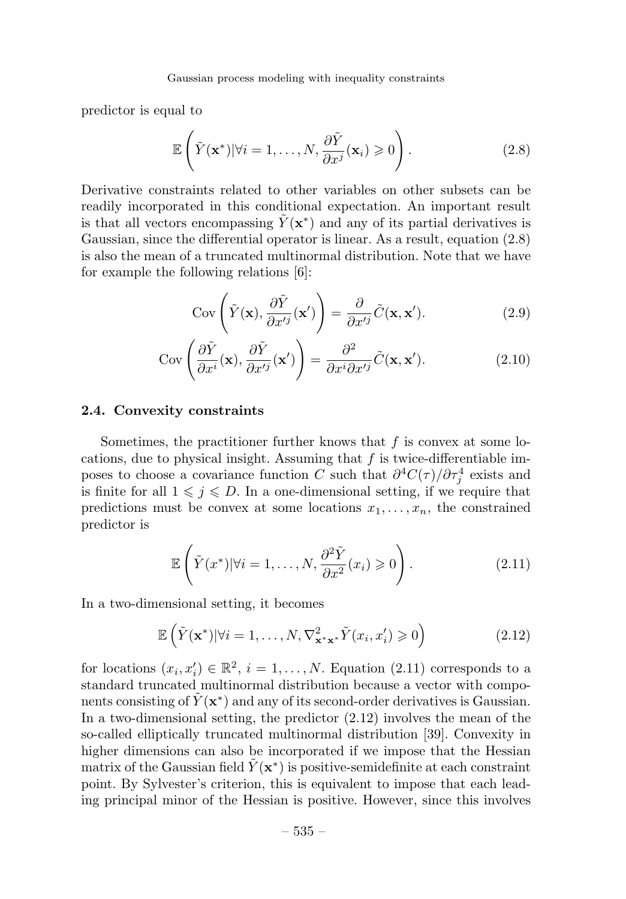predictor is equal to

$$\mathbb{E}\left(\tilde{Y}(\mathbf{x}^*)|\forall i=1,\ldots,N, \frac{\partial \tilde{Y}}{\partial x^j}(\mathbf{x}_i) \geqslant 0\right). \tag{2.8}$$

Derivative constraints related to other variables on other subsets can be readily incorporated in this conditional expectation. An important result is that all vectors encompassing $\tilde{Y}(\mathbf{x}^*)$ and any of its partial derivatives is Gaussian, since the differential operator is linear. As a result, equation (2.8) is also the mean of a truncated multinormal distribution. Note that we have for example the following relations [6]:

$$\mathrm{Cov}\left(\tilde{Y}(\mathbf{x}), \frac{\partial \tilde{Y}}{\partial x'^j}(\mathbf{x}')\right) = \frac{\partial}{\partial x'^j}\tilde{C}(\mathbf{x},\mathbf{x}'). \tag{2.9}$$

$$\mathrm{Cov}\left(\frac{\partial \tilde{Y}}{\partial x^i}(\mathbf{x}), \frac{\partial \tilde{Y}}{\partial x'^j}(\mathbf{x}')\right) = \frac{\partial^2}{\partial x^i \partial x'^j}\tilde{C}(\mathbf{x},\mathbf{x}'). \tag{2.10}$$

### 2.4. Convexity constraints

Sometimes, the practitioner further knows that $f$ is convex at some locations, due to physical insight. Assuming that $f$ is twice-differentiable imposes to choose a covariance function $C$ such that $\partial^4 C(\tau)/\partial \tau_j^4$ exists and is finite for all $1 \leqslant j \leqslant D$. In a one-dimensional setting, if we require that predictions must be convex at some locations $x_1, \ldots, x_n$, the constrained predictor is

$$\mathbb{E}\left(\tilde{Y}(x^*)|\forall i=1,\ldots,N, \frac{\partial^2 \tilde{Y}}{\partial x^2}(x_i) \geqslant 0\right). \tag{2.11}$$

In a two-dimensional setting, it becomes

$$\mathbb{E}\left(\tilde{Y}(\mathbf{x}^*)|\forall i=1,\ldots,N, \nabla^2_{\mathbf{x}^*\mathbf{x}^*}\tilde{Y}(x_i,x_i') \geqslant 0\right) \tag{2.12}$$

for locations $(x_i, x_i') \in \mathbb{R}^2$, $i=1,\ldots,N$. Equation (2.11) corresponds to a standard truncated multinormal distribution because a vector with components consisting of $\tilde{Y}(\mathbf{x}^*)$ and any of its second-order derivatives is Gaussian. In a two-dimensional setting, the predictor (2.12) involves the mean of the so-called elliptically truncated multinormal distribution [39]. Convexity in higher dimensions can also be incorporated if we impose that the Hessian matrix of the Gaussian field $\tilde{Y}(\mathbf{x}^*)$ is positive-semidefinite at each constraint point. By Sylvester's criterion, this is equivalent to impose that each leading principal minor of the Hessian is positive. However, since this involves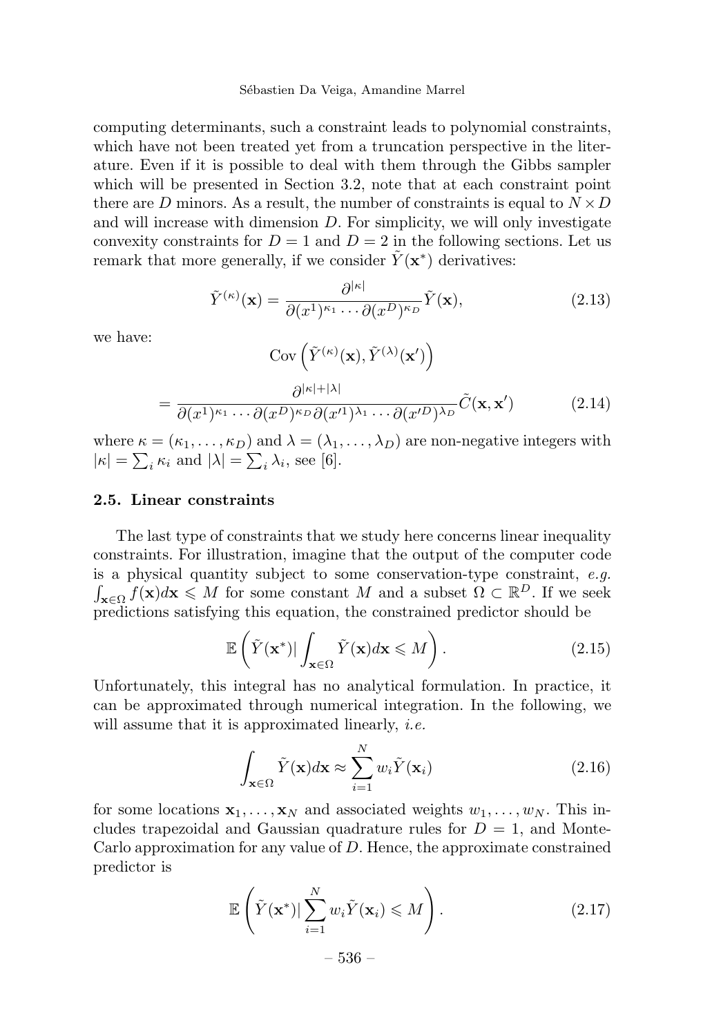computing determinants, such a constraint leads to polynomial constraints, which have not been treated yet from a truncation perspective in the literature. Even if it is possible to deal with them through the Gibbs sampler which will be presented in Section 3.2, note that at each constraint point there are $D$ minors. As a result, the number of constraints is equal to $N \times D$ and will increase with dimension $D$. For simplicity, we will only investigate convexity constraints for $D = 1$ and $D = 2$ in the following sections. Let us remark that more generally, if we consider $\tilde{Y}(\mathbf{x}^*)$ derivatives:

$$\tilde{Y}^{(\kappa)}(\mathbf{x}) = \frac{\partial^{|\kappa|}}{\partial (x^1)^{\kappa_1} \cdots \partial (x^D)^{\kappa_D}} \tilde{Y}(\mathbf{x}), \tag{2.13}$$

we have:

$$\operatorname{Cov}\left(\tilde{Y}^{(\kappa)}(\mathbf{x}), \tilde{Y}^{(\lambda)}(\mathbf{x}')\right)$$

$$= \frac{\partial^{|\kappa|+|\lambda|}}{\partial (x^1)^{\kappa_1} \cdots \partial (x^D)^{\kappa_D} \partial (x'^1)^{\lambda_1} \cdots \partial (x'^D)^{\lambda_D}} \tilde{C}(\mathbf{x}, \mathbf{x}') \tag{2.14}$$

where $\kappa = (\kappa_1, \ldots, \kappa_D)$ and $\lambda = (\lambda_1, \ldots, \lambda_D)$ are non-negative integers with $|\kappa| = \sum_i \kappa_i$ and $|\lambda| = \sum_i \lambda_i$, see [6].

### 2.5. Linear constraints

The last type of constraints that we study here concerns linear inequality constraints. For illustration, imagine that the output of the computer code is a physical quantity subject to some conservation-type constraint, *e.g.* $\int_{\mathbf{x} \in \Omega} f(\mathbf{x}) d\mathbf{x} \leqslant M$ for some constant $M$ and a subset $\Omega \subset \mathbb{R}^D$. If we seek predictions satisfying this equation, the constrained predictor should be

$$\mathbb{E}\left(\tilde{Y}(\mathbf{x}^*) | \int_{\mathbf{x} \in \Omega} \tilde{Y}(\mathbf{x}) d\mathbf{x} \leqslant M\right). \tag{2.15}$$

Unfortunately, this integral has no analytical formulation. In practice, it can be approximated through numerical integration. In the following, we will assume that it is approximated linearly, *i.e.*

$$\int_{\mathbf{x} \in \Omega} \tilde{Y}(\mathbf{x}) d\mathbf{x} \approx \sum_{i=1}^{N} w_i \tilde{Y}(\mathbf{x}_i) \tag{2.16}$$

for some locations $\mathbf{x}_1, \ldots, \mathbf{x}_N$ and associated weights $w_1, \ldots, w_N$. This includes trapezoidal and Gaussian quadrature rules for $D = 1$, and Monte-Carlo approximation for any value of $D$. Hence, the approximate constrained predictor is

$$\mathbb{E}\left(\tilde{Y}(\mathbf{x}^*) | \sum_{i=1}^{N} w_i \tilde{Y}(\mathbf{x}_i) \leqslant M\right). \tag{2.17}$$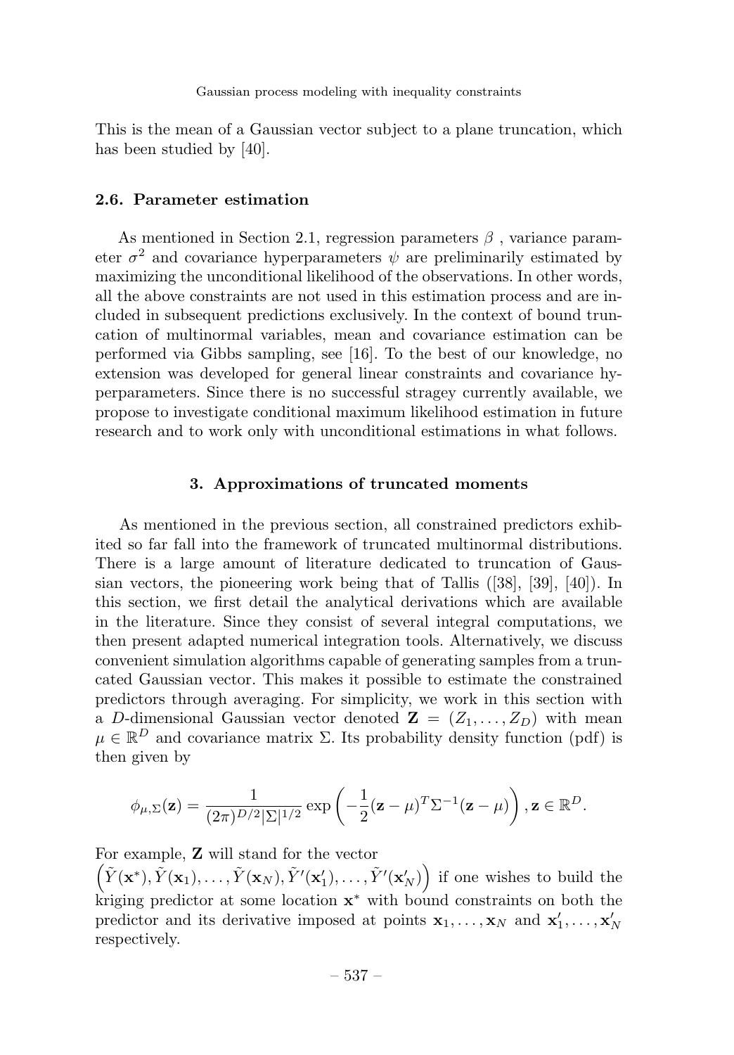This is the mean of a Gaussian vector subject to a plane truncation, which has been studied by [40].

### 2.6. Parameter estimation

As mentioned in Section 2.1, regression parameters $\beta$ , variance parameter $\sigma^2$ and covariance hyperparameters $\psi$ are preliminarily estimated by maximizing the unconditional likelihood of the observations. In other words, all the above constraints are not used in this estimation process and are included in subsequent predictions exclusively. In the context of bound truncation of multinormal variables, mean and covariance estimation can be performed via Gibbs sampling, see [16]. To the best of our knowledge, no extension was developed for general linear constraints and covariance hyperparameters. Since there is no successful stragey currently available, we propose to investigate conditional maximum likelihood estimation in future research and to work only with unconditional estimations in what follows.

## 3. Approximations of truncated moments

As mentioned in the previous section, all constrained predictors exhibited so far fall into the framework of truncated multinormal distributions. There is a large amount of literature dedicated to truncation of Gaussian vectors, the pioneering work being that of Tallis ([38], [39], [40]). In this section, we first detail the analytical derivations which are available in the literature. Since they consist of several integral computations, we then present adapted numerical integration tools. Alternatively, we discuss convenient simulation algorithms capable of generating samples from a truncated Gaussian vector. This makes it possible to estimate the constrained predictors through averaging. For simplicity, we work in this section with a $D$-dimensional Gaussian vector denoted $\mathbf{Z} = (Z_1, \ldots, Z_D)$ with mean $\mu \in \mathbb{R}^D$ and covariance matrix $\Sigma$. Its probability density function (pdf) is then given by

$$\phi_{\mu,\Sigma}(\mathbf{z}) = \frac{1}{(2\pi)^{D/2}|\Sigma|^{1/2}} \exp\left(-\frac{1}{2}(\mathbf{z}-\mu)^T\Sigma^{-1}(\mathbf{z}-\mu)\right), \mathbf{z} \in \mathbb{R}^D.$$

For example, $\mathbf{Z}$ will stand for the vector $\left(\tilde{Y}(\mathbf{x}^*), \tilde{Y}(\mathbf{x}_1), \ldots, \tilde{Y}(\mathbf{x}_N), \tilde{Y}'(\mathbf{x}'_1), \ldots, \tilde{Y}'(\mathbf{x}'_N)\right)$ if one wishes to build the kriging predictor at some location $\mathbf{x}^*$ with bound constraints on both the predictor and its derivative imposed at points $\mathbf{x}_1, \ldots, \mathbf{x}_N$ and $\mathbf{x}'_1, \ldots, \mathbf{x}'_N$ respectively.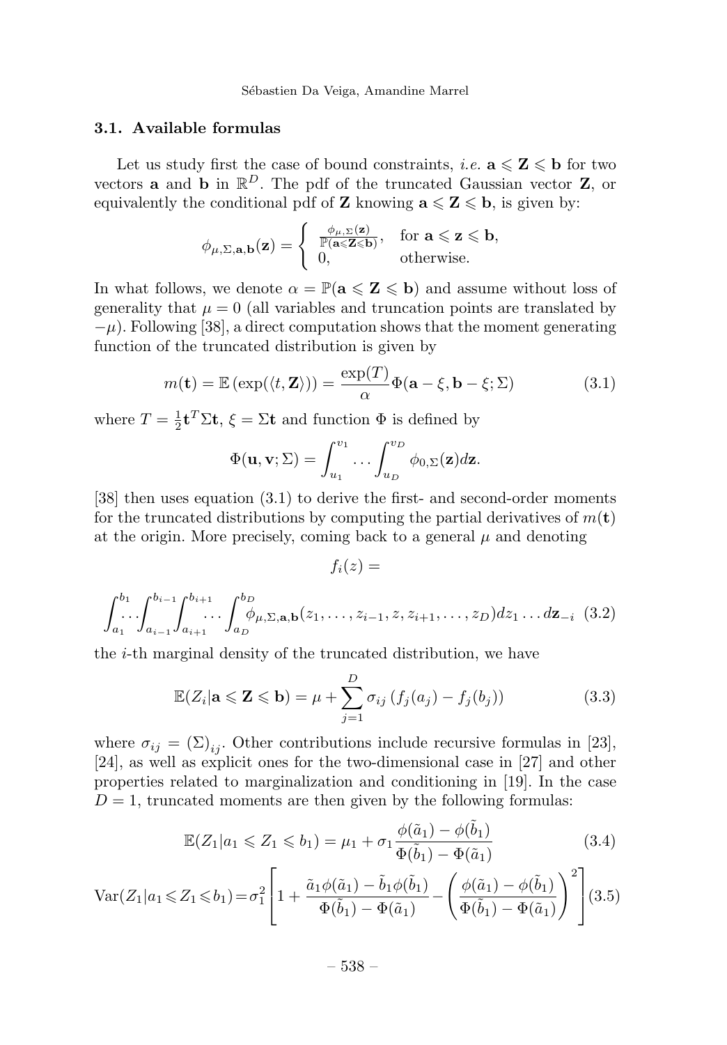### 3.1. Available formulas

Let us study first the case of bound constraints, *i.e.* $\mathbf{a} \leqslant \mathbf{Z} \leqslant \mathbf{b}$ for two vectors $\mathbf{a}$ and $\mathbf{b}$ in $\mathbb{R}^D$. The pdf of the truncated Gaussian vector $\mathbf{Z}$, or equivalently the conditional pdf of $\mathbf{Z}$ knowing $\mathbf{a} \leqslant \mathbf{Z} \leqslant \mathbf{b}$, is given by:

$$\phi_{\mu,\Sigma,\mathbf{a},\mathbf{b}}(\mathbf{z}) = \begin{cases} \frac{\phi_{\mu,\Sigma}(\mathbf{z})}{\mathbb{P}(\mathbf{a} \leqslant \mathbf{Z} \leqslant \mathbf{b})}, & \text{for } \mathbf{a} \leqslant \mathbf{z} \leqslant \mathbf{b}, \\ 0, & \text{otherwise.} \end{cases}$$

In what follows, we denote $\alpha = \mathbb{P}(\mathbf{a} \leqslant \mathbf{Z} \leqslant \mathbf{b})$ and assume without loss of generality that $\mu = 0$ (all variables and truncation points are translated by $-\mu$). Following [38], a direct computation shows that the moment generating function of the truncated distribution is given by

$$m(\mathbf{t}) = \mathbb{E}\left(\exp(\langle t, \mathbf{Z} \rangle)\right) = \frac{\exp(T)}{\alpha} \Phi(\mathbf{a} - \xi, \mathbf{b} - \xi; \Sigma) \tag{3.1}$$

where $T = \frac{1}{2}\mathbf{t}^T \Sigma \mathbf{t}$, $\xi = \Sigma \mathbf{t}$ and function $\Phi$ is defined by

$$\Phi(\mathbf{u}, \mathbf{v}; \Sigma) = \int_{u_1}^{v_1} \dots \int_{u_D}^{v_D} \phi_{0,\Sigma}(\mathbf{z}) d\mathbf{z}.$$

[38] then uses equation (3.1) to derive the first- and second-order moments for the truncated distributions by computing the partial derivatives of $m(\mathbf{t})$ at the origin. More precisely, coming back to a general $\mu$ and denoting

$$f_i(z) =$$

$$\int_{a_1}^{b_1} \dots \int_{a_{i-1}}^{b_{i-1}} \int_{a_{i+1}}^{b_{i+1}} \dots \int_{a_D}^{b_D} \phi_{\mu,\Sigma,\mathbf{a},\mathbf{b}}(z_1, \dots, z_{i-1}, z, z_{i+1}, \dots, z_D) dz_1 \dots d\mathbf{z}_{-i} \tag{3.2}$$

the $i$-th marginal density of the truncated distribution, we have

$$\mathbb{E}(Z_i | \mathbf{a} \leqslant \mathbf{Z} \leqslant \mathbf{b}) = \mu + \sum_{j=1}^{D} \sigma_{ij} \left(f_j(a_j) - f_j(b_j)\right) \tag{3.3}$$

where $\sigma_{ij} = (\Sigma)_{ij}$. Other contributions include recursive formulas in [23], [24], as well as explicit ones for the two-dimensional case in [27] and other properties related to marginalization and conditioning in [19]. In the case $D = 1$, truncated moments are then given by the following formulas:

$$\mathbb{E}(Z_1 | a_1 \leqslant Z_1 \leqslant b_1) = \mu_1 + \sigma_1 \frac{\phi(\tilde{a}_1) - \phi(\tilde{b}_1)}{\Phi(\tilde{b}_1) - \Phi(\tilde{a}_1)} \tag{3.4}$$

$$\mathrm{Var}(Z_1 | a_1 \leqslant Z_1 \leqslant b_1) = \sigma_1^2 \left[ 1 + \frac{\tilde{a}_1 \phi(\tilde{a}_1) - \tilde{b}_1 \phi(\tilde{b}_1)}{\Phi(\tilde{b}_1) - \Phi(\tilde{a}_1)} - \left( \frac{\phi(\tilde{a}_1) - \phi(\tilde{b}_1)}{\Phi(\tilde{b}_1) - \Phi(\tilde{a}_1)} \right)^2 \right] \tag{3.5}$$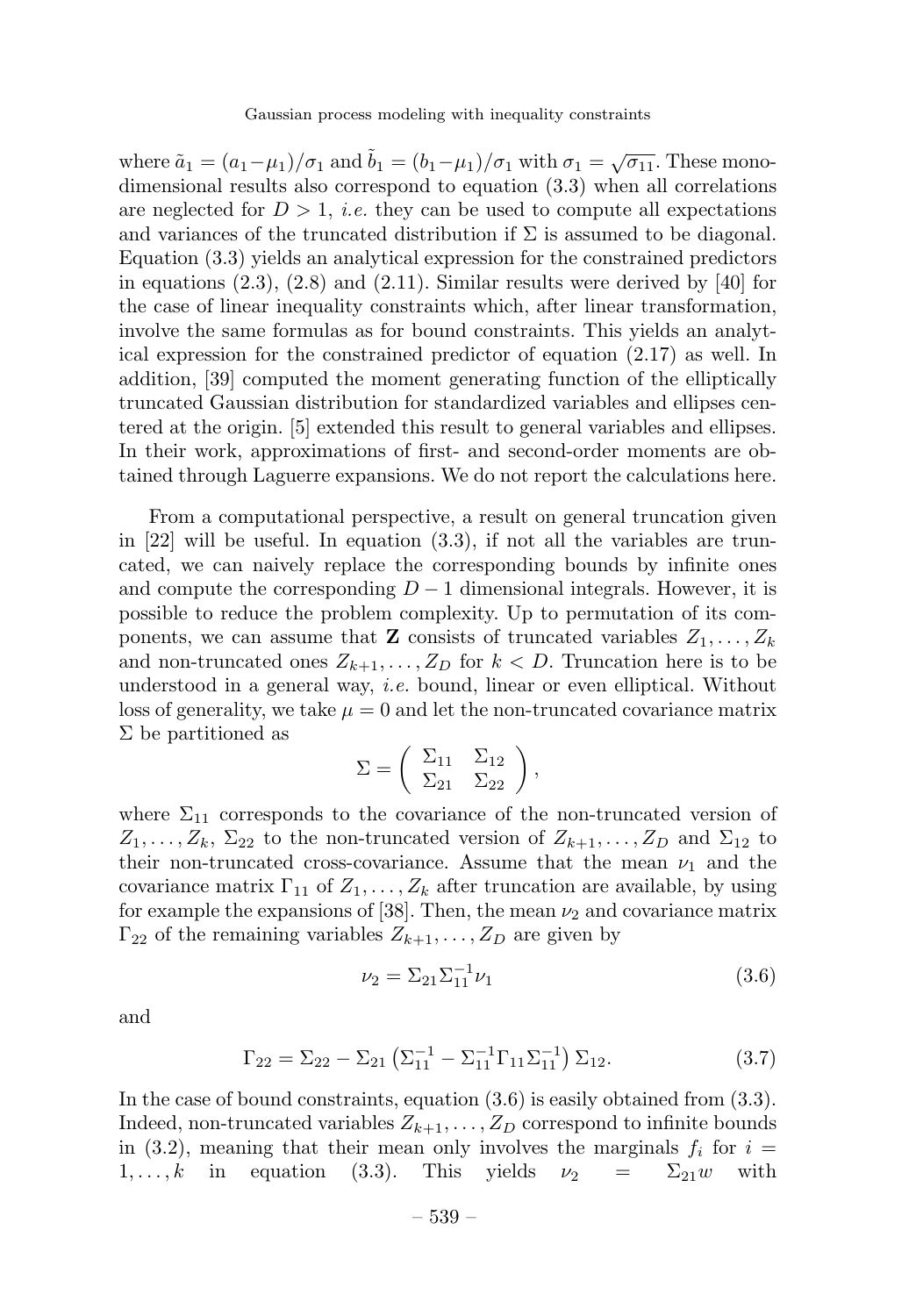where $\tilde{a}_1 = (a_1 - \mu_1)/\sigma_1$ and $\tilde{b}_1 = (b_1 - \mu_1)/\sigma_1$ with $\sigma_1 = \sqrt{\sigma_{11}}$. These mono-dimensional results also correspond to equation (3.3) when all correlations are neglected for $D > 1$, *i.e.* they can be used to compute all expectations and variances of the truncated distribution if $\Sigma$ is assumed to be diagonal. Equation (3.3) yields an analytical expression for the constrained predictors in equations (2.3), (2.8) and (2.11). Similar results were derived by [40] for the case of linear inequality constraints which, after linear transformation, involve the same formulas as for bound constraints. This yields an analytical expression for the constrained predictor of equation (2.17) as well. In addition, [39] computed the moment generating function of the elliptically truncated Gaussian distribution for standardized variables and ellipses centered at the origin. [5] extended this result to general variables and ellipses. In their work, approximations of first- and second-order moments are obtained through Laguerre expansions. We do not report the calculations here.

From a computational perspective, a result on general truncation given in [22] will be useful. In equation (3.3), if not all the variables are truncated, we can naively replace the corresponding bounds by infinite ones and compute the corresponding $D-1$ dimensional integrals. However, it is possible to reduce the problem complexity. Up to permutation of its components, we can assume that $\mathbf{Z}$ consists of truncated variables $Z_1, \ldots, Z_k$ and non-truncated ones $Z_{k+1}, \ldots, Z_D$ for $k < D$. Truncation here is to be understood in a general way, *i.e.* bound, linear or even elliptical. Without loss of generality, we take $\mu = 0$ and let the non-truncated covariance matrix $\Sigma$ be partitioned as

$$\Sigma = \begin{pmatrix} \Sigma_{11} & \Sigma_{12} \\ \Sigma_{21} & \Sigma_{22} \end{pmatrix},$$

where $\Sigma_{11}$ corresponds to the covariance of the non-truncated version of $Z_1, \ldots, Z_k$, $\Sigma_{22}$ to the non-truncated version of $Z_{k+1}, \ldots, Z_D$ and $\Sigma_{12}$ to their non-truncated cross-covariance. Assume that the mean $\nu_1$ and the covariance matrix $\Gamma_{11}$ of $Z_1, \ldots, Z_k$ after truncation are available, by using for example the expansions of [38]. Then, the mean $\nu_2$ and covariance matrix $\Gamma_{22}$ of the remaining variables $Z_{k+1}, \ldots, Z_D$ are given by

$$\nu_2 = \Sigma_{21} \Sigma_{11}^{-1} \nu_1 \tag{3.6}$$

and

$$\Gamma_{22} = \Sigma_{22} - \Sigma_{21} \left( \Sigma_{11}^{-1} - \Sigma_{11}^{-1} \Gamma_{11} \Sigma_{11}^{-1} \right) \Sigma_{12}. \tag{3.7}$$

In the case of bound constraints, equation (3.6) is easily obtained from (3.3). Indeed, non-truncated variables $Z_{k+1}, \ldots, Z_D$ correspond to infinite bounds in (3.2), meaning that their mean only involves the marginals $f_i$ for $i = 1, \ldots, k$ in equation (3.3). This yields $\nu_2 = \Sigma_{21} w$ with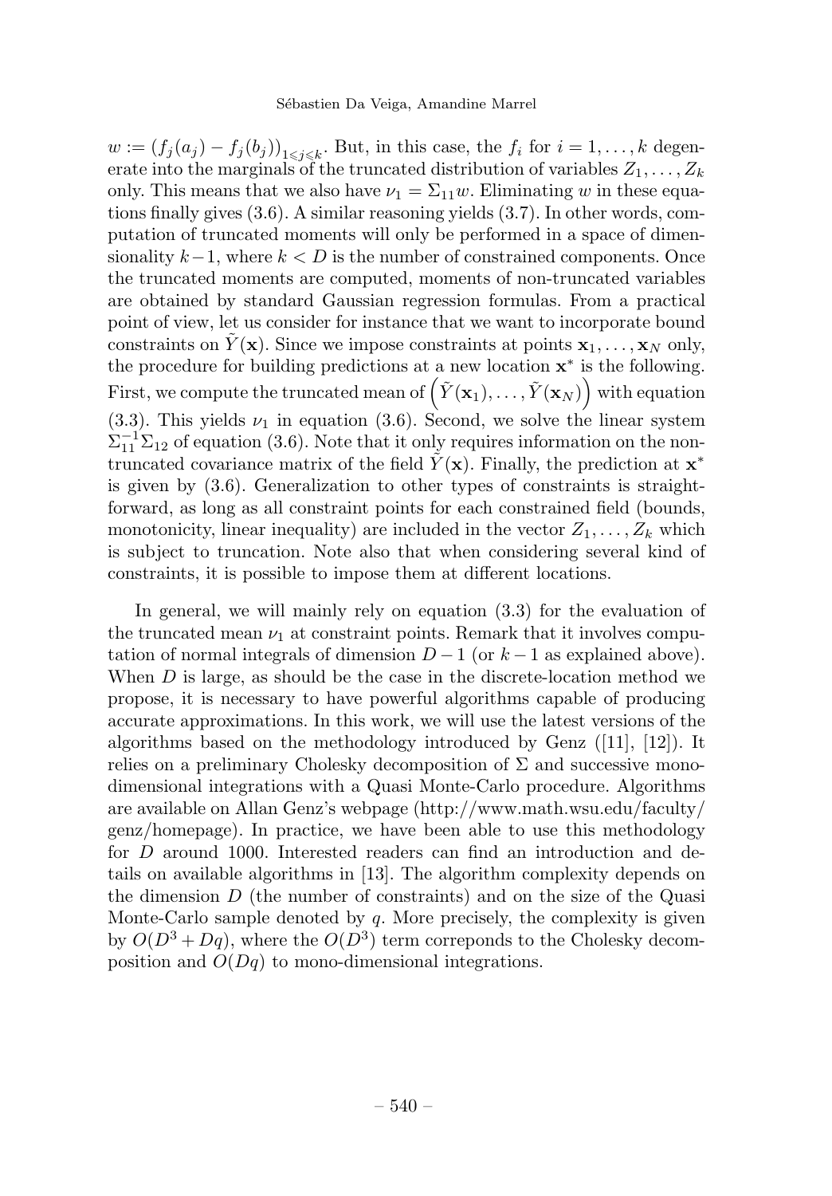$w := (f_j(a_j) - f_j(b_j))_{1 \leqslant j \leqslant k}$. But, in this case, the $f_i$ for $i = 1, \ldots, k$ degenerate into the marginals of the truncated distribution of variables $Z_1, \ldots, Z_k$ only. This means that we also have $\nu_1 = \Sigma_{11} w$. Eliminating $w$ in these equations finally gives (3.6). A similar reasoning yields (3.7). In other words, computation of truncated moments will only be performed in a space of dimensionality $k-1$, where $k < D$ is the number of constrained components. Once the truncated moments are computed, moments of non-truncated variables are obtained by standard Gaussian regression formulas. From a practical point of view, let us consider for instance that we want to incorporate bound constraints on $\tilde{Y}(\mathbf{x})$. Since we impose constraints at points $\mathbf{x}_1, \ldots, \mathbf{x}_N$ only, the procedure for building predictions at a new location $\mathbf{x}^*$ is the following. First, we compute the truncated mean of $\left(\tilde{Y}(\mathbf{x}_1), \ldots, \tilde{Y}(\mathbf{x}_N)\right)$ with equation (3.3). This yields $\nu_1$ in equation (3.6). Second, we solve the linear system $\Sigma_{11}^{-1} \Sigma_{12}$ of equation (3.6). Note that it only requires information on the non-truncated covariance matrix of the field $\tilde{Y}(\mathbf{x})$. Finally, the prediction at $\mathbf{x}^*$ is given by (3.6). Generalization to other types of constraints is straightforward, as long as all constraint points for each constrained field (bounds, monotonicity, linear inequality) are included in the vector $Z_1, \ldots, Z_k$ which is subject to truncation. Note also that when considering several kind of constraints, it is possible to impose them at different locations.

In general, we will mainly rely on equation (3.3) for the evaluation of the truncated mean $\nu_1$ at constraint points. Remark that it involves computation of normal integrals of dimension $D-1$ (or $k-1$ as explained above). When $D$ is large, as should be the case in the discrete-location method we propose, it is necessary to have powerful algorithms capable of producing accurate approximations. In this work, we will use the latest versions of the algorithms based on the methodology introduced by Genz ([11], [12]). It relies on a preliminary Cholesky decomposition of $\Sigma$ and successive mono-dimensional integrations with a Quasi Monte-Carlo procedure. Algorithms are available on Allan Genz's webpage (http://www.math.wsu.edu/faculty/genz/homepage). In practice, we have been able to use this methodology for $D$ around 1000. Interested readers can find an introduction and details on available algorithms in [13]. The algorithm complexity depends on the dimension $D$ (the number of constraints) and on the size of the Quasi Monte-Carlo sample denoted by $q$. More precisely, the complexity is given by $O(D^3 + Dq)$, where the $O(D^3)$ term correponds to the Cholesky decomposition and $O(Dq)$ to mono-dimensional integrations.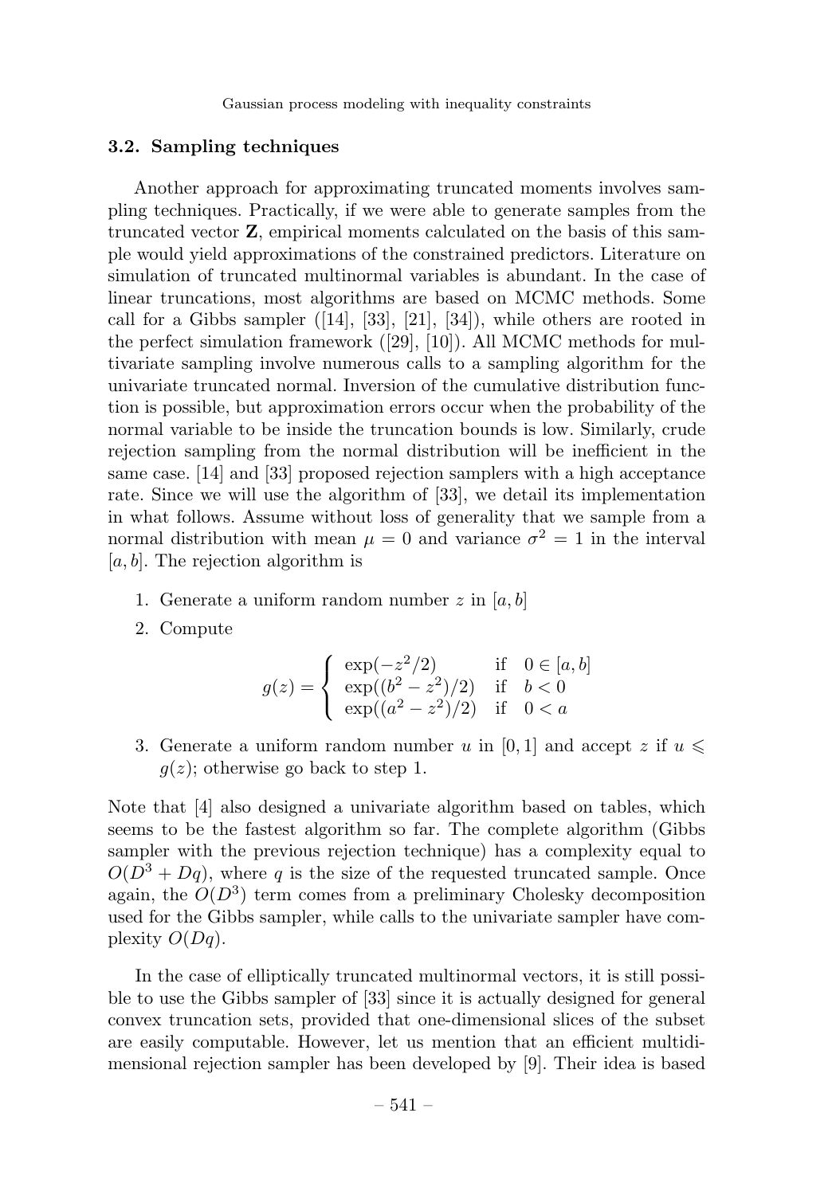### 3.2. Sampling techniques

Another approach for approximating truncated moments involves sampling techniques. Practically, if we were able to generate samples from the truncated vector $\mathbf{Z}$, empirical moments calculated on the basis of this sample would yield approximations of the constrained predictors. Literature on simulation of truncated multinormal variables is abundant. In the case of linear truncations, most algorithms are based on MCMC methods. Some call for a Gibbs sampler ([14], [33], [21], [34]), while others are rooted in the perfect simulation framework ([29], [10]). All MCMC methods for multivariate sampling involve numerous calls to a sampling algorithm for the univariate truncated normal. Inversion of the cumulative distribution function is possible, but approximation errors occur when the probability of the normal variable to be inside the truncation bounds is low. Similarly, crude rejection sampling from the normal distribution will be inefficient in the same case. [14] and [33] proposed rejection samplers with a high acceptance rate. Since we will use the algorithm of [33], we detail its implementation in what follows. Assume without loss of generality that we sample from a normal distribution with mean $\mu = 0$ and variance $\sigma^2 = 1$ in the interval $[a, b]$. The rejection algorithm is

1. Generate a uniform random number $z$ in $[a, b]$
2. Compute

$$g(z) = \begin{cases} \exp(-z^2/2) & \text{if} \quad 0 \in [a, b] \\ \exp((b^2 - z^2)/2) & \text{if} \quad b < 0 \\ \exp((a^2 - z^2)/2) & \text{if} \quad 0 < a \end{cases}$$

3. Generate a uniform random number $u$ in $[0, 1]$ and accept $z$ if $u \leqslant g(z)$; otherwise go back to step 1.

Note that [4] also designed a univariate algorithm based on tables, which seems to be the fastest algorithm so far. The complete algorithm (Gibbs sampler with the previous rejection technique) has a complexity equal to $O(D^3 + Dq)$, where $q$ is the size of the requested truncated sample. Once again, the $O(D^3)$ term comes from a preliminary Cholesky decomposition used for the Gibbs sampler, while calls to the univariate sampler have complexity $O(Dq)$.

In the case of elliptically truncated multinormal vectors, it is still possible to use the Gibbs sampler of [33] since it is actually designed for general convex truncation sets, provided that one-dimensional slices of the subset are easily computable. However, let us mention that an efficient multidimensional rejection sampler has been developed by [9]. Their idea is based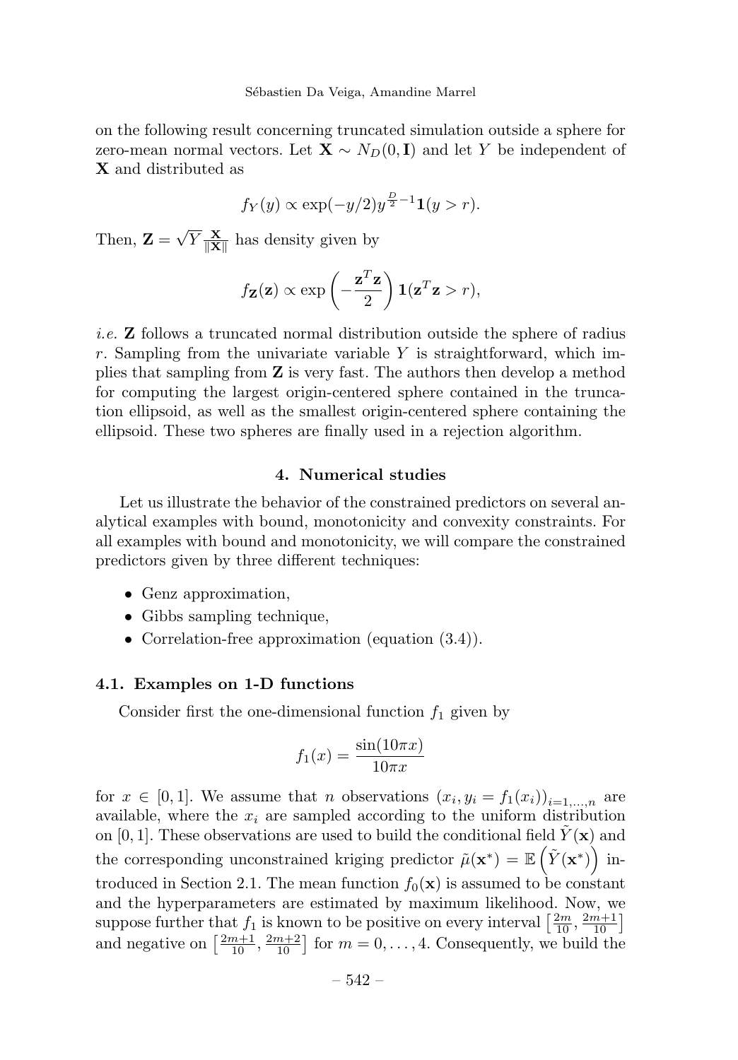on the following result concerning truncated simulation outside a sphere for zero-mean normal vectors. Let $\mathbf{X} \sim N_D(0, \mathbf{I})$ and let $Y$ be independent of $\mathbf{X}$ and distributed as

$$f_Y(y) \propto \exp(-y/2) y^{\frac{D}{2}-1} \mathbf{1}(y > r).$$

Then, $\mathbf{Z} = \sqrt{Y} \frac{\mathbf{X}}{\|\mathbf{X}\|}$ has density given by

$$f_{\mathbf{Z}}(\mathbf{z}) \propto \exp\left(-\frac{\mathbf{z}^T \mathbf{z}}{2}\right) \mathbf{1}(\mathbf{z}^T \mathbf{z} > r),$$

*i.e.* $\mathbf{Z}$ follows a truncated normal distribution outside the sphere of radius $r$. Sampling from the univariate variable $Y$ is straightforward, which implies that sampling from $\mathbf{Z}$ is very fast. The authors then develop a method for computing the largest origin-centered sphere contained in the truncation ellipsoid, as well as the smallest origin-centered sphere containing the ellipsoid. These two spheres are finally used in a rejection algorithm.

## 4. Numerical studies

Let us illustrate the behavior of the constrained predictors on several analytical examples with bound, monotonicity and convexity constraints. For all examples with bound and monotonicity, we will compare the constrained predictors given by three different techniques:

- Genz approximation,
- Gibbs sampling technique,
- Correlation-free approximation (equation (3.4)).

### 4.1. Examples on 1-D functions

Consider first the one-dimensional function $f_1$ given by

$$f_1(x) = \frac{\sin(10\pi x)}{10\pi x}$$

for $x \in [0, 1]$. We assume that $n$ observations $(x_i, y_i = f_1(x_i))_{i=1,\ldots,n}$ are available, where the $x_i$ are sampled according to the uniform distribution on $[0, 1]$. These observations are used to build the conditional field $\tilde{Y}(\mathbf{x})$ and the corresponding unconstrained kriging predictor $\tilde{\mu}(\mathbf{x}^*) = \mathbb{E}\left(\tilde{Y}(\mathbf{x}^*)\right)$ introduced in Section 2.1. The mean function $f_0(\mathbf{x})$ is assumed to be constant and the hyperparameters are estimated by maximum likelihood. Now, we suppose further that $f_1$ is known to be positive on every interval $\left[\frac{2m}{10}, \frac{2m+1}{10}\right]$ and negative on $\left[\frac{2m+1}{10}, \frac{2m+2}{10}\right]$ for $m = 0, \ldots, 4$. Consequently, we build the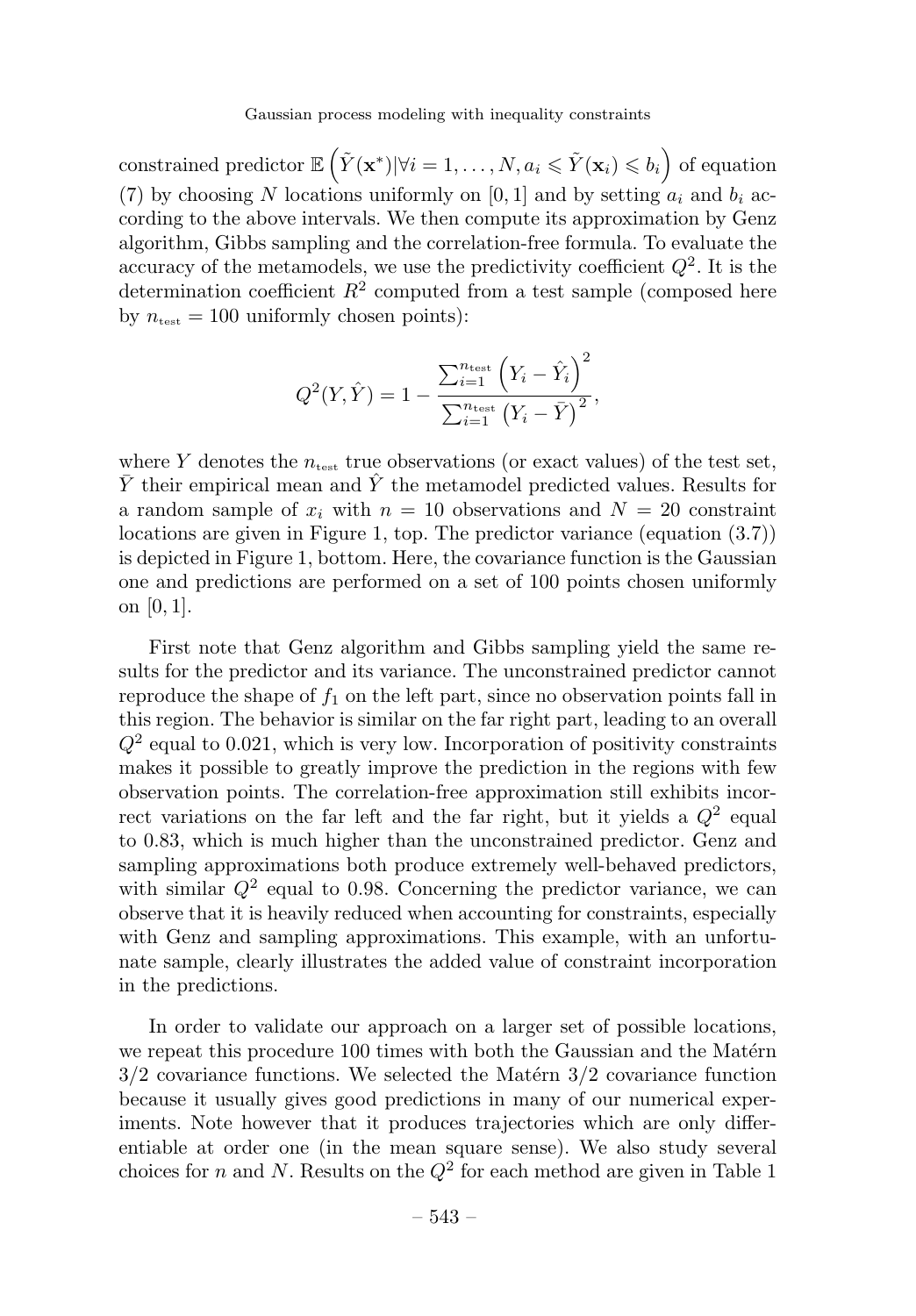constrained predictor $\mathbb{E}\left(\tilde{Y}(\mathbf{x}^*)|\forall i=1,\ldots,N, a_i \leqslant \tilde{Y}(\mathbf{x}_i) \leqslant b_i\right)$ of equation (7) by choosing $N$ locations uniformly on $[0,1]$ and by setting $a_i$ and $b_i$ according to the above intervals. We then compute its approximation by Genz algorithm, Gibbs sampling and the correlation-free formula. To evaluate the accuracy of the metamodels, we use the predictivity coefficient $Q^2$. It is the determination coefficient $R^2$ computed from a test sample (composed here by $n_{\text{test}} = 100$ uniformly chosen points):

$$Q^2(Y,\hat{Y}) = 1 - \frac{\sum_{i=1}^{n_{\text{test}}}\left(Y_i - \hat{Y}_i\right)^2}{\sum_{i=1}^{n_{\text{test}}}\left(Y_i - \bar{Y}\right)^2},$$

where $Y$ denotes the $n_{\text{test}}$ true observations (or exact values) of the test set, $\bar{Y}$ their empirical mean and $\hat{Y}$ the metamodel predicted values. Results for a random sample of $x_i$ with $n = 10$ observations and $N = 20$ constraint locations are given in Figure 1, top. The predictor variance (equation (3.7)) is depicted in Figure 1, bottom. Here, the covariance function is the Gaussian one and predictions are performed on a set of 100 points chosen uniformly on $[0,1]$.

First note that Genz algorithm and Gibbs sampling yield the same results for the predictor and its variance. The unconstrained predictor cannot reproduce the shape of $f_1$ on the left part, since no observation points fall in this region. The behavior is similar on the far right part, leading to an overall $Q^2$ equal to 0.021, which is very low. Incorporation of positivity constraints makes it possible to greatly improve the prediction in the regions with few observation points. The correlation-free approximation still exhibits incorrect variations on the far left and the far right, but it yields a $Q^2$ equal to 0.83, which is much higher than the unconstrained predictor. Genz and sampling approximations both produce extremely well-behaved predictors, with similar $Q^2$ equal to 0.98. Concerning the predictor variance, we can observe that it is heavily reduced when accounting for constraints, especially with Genz and sampling approximations. This example, with an unfortunate sample, clearly illustrates the added value of constraint incorporation in the predictions.

In order to validate our approach on a larger set of possible locations, we repeat this procedure 100 times with both the Gaussian and the Matérn 3/2 covariance functions. We selected the Matérn 3/2 covariance function because it usually gives good predictions in many of our numerical experiments. Note however that it produces trajectories which are only differentiable at order one (in the mean square sense). We also study several choices for $n$ and $N$. Results on the $Q^2$ for each method are given in Table 1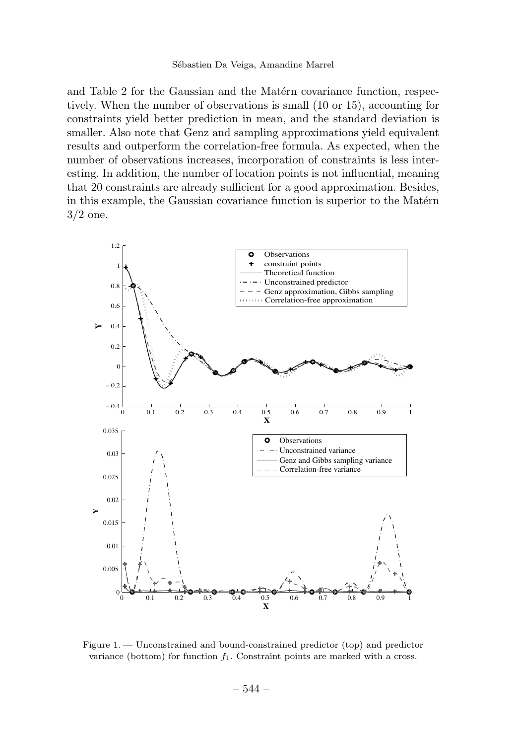and Table 2 for the Gaussian and the Matérn covariance function, respectively. When the number of observations is small (10 or 15), accounting for constraints yield better prediction in mean, and the standard deviation is smaller. Also note that Genz and sampling approximations yield equivalent results and outperform the correlation-free formula. As expected, when the number of observations increases, incorporation of constraints is less interesting. In addition, the number of location points is not influential, meaning that 20 constraints are already sufficient for a good approximation. Besides, in this example, the Gaussian covariance function is superior to the Matérn 3/2 one.

Figure 1. — Unconstrained and bound-constrained predictor (top) and predictor variance (bottom) for function $f_1$. Constraint points are marked with a cross.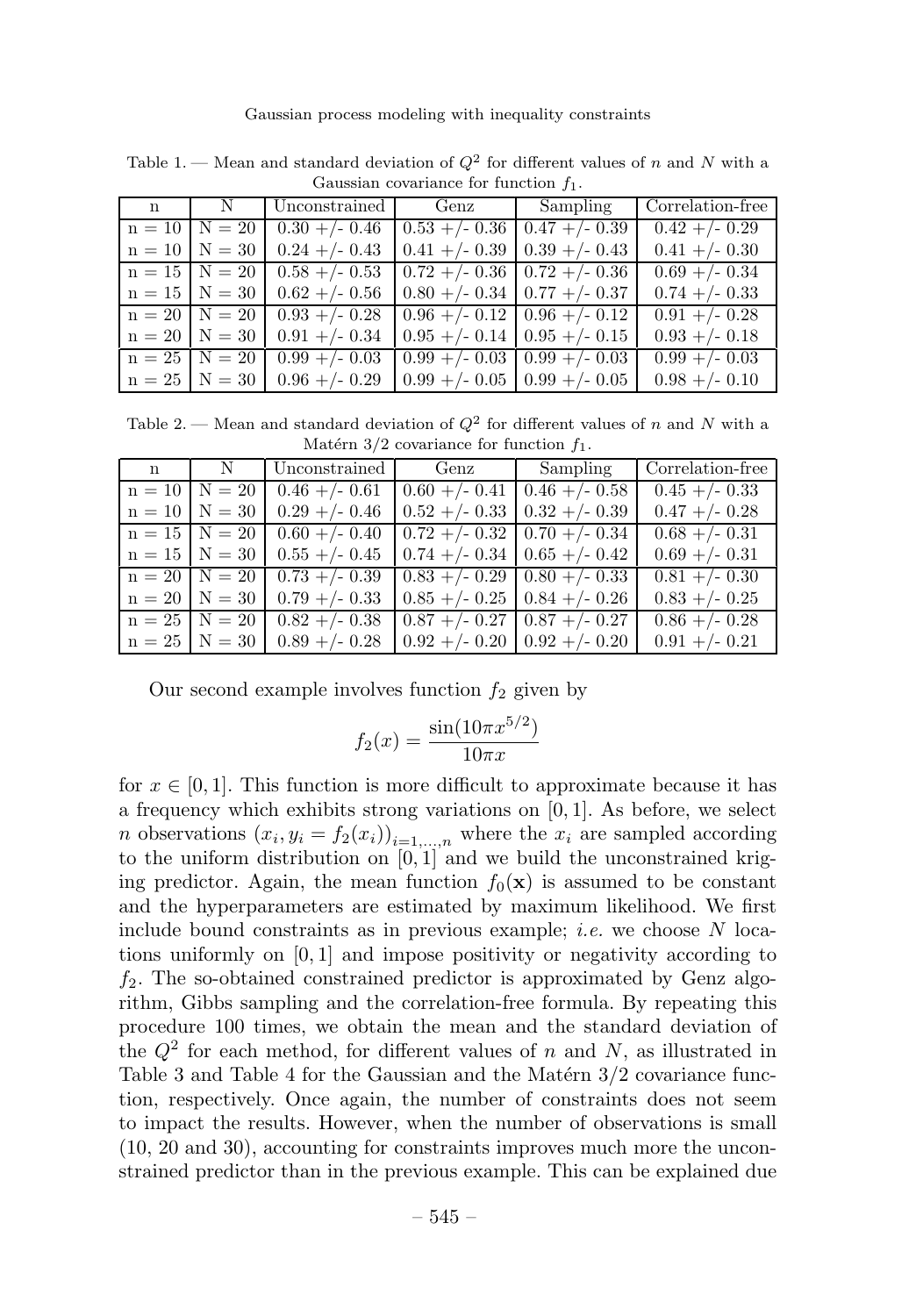Table 1. — Mean and standard deviation of $Q^2$ for different values of $n$ and $N$ with a Gaussian covariance for function $f_1$.

| n | N | Unconstrained | Genz | Sampling | Correlation-free |
|---|---|---|---|---|---|
| n = 10 | N = 20 | 0.30 +/- 0.46 | 0.53 +/- 0.36 | 0.47 +/- 0.39 | 0.42 +/- 0.29 |
| n = 10 | N = 30 | 0.24 +/- 0.43 | 0.41 +/- 0.39 | 0.39 +/- 0.43 | 0.41 +/- 0.30 |
| n = 15 | N = 20 | 0.58 +/- 0.53 | 0.72 +/- 0.36 | 0.72 +/- 0.36 | 0.69 +/- 0.34 |
| n = 15 | N = 30 | 0.62 +/- 0.56 | 0.80 +/- 0.34 | 0.77 +/- 0.37 | 0.74 +/- 0.33 |
| n = 20 | N = 20 | 0.93 +/- 0.28 | 0.96 +/- 0.12 | 0.96 +/- 0.12 | 0.91 +/- 0.28 |
| n = 20 | N = 30 | 0.91 +/- 0.34 | 0.95 +/- 0.14 | 0.95 +/- 0.15 | 0.93 +/- 0.18 |
| n = 25 | N = 20 | 0.99 +/- 0.03 | 0.99 +/- 0.03 | 0.99 +/- 0.03 | 0.99 +/- 0.03 |
| n = 25 | N = 30 | 0.96 +/- 0.29 | 0.99 +/- 0.05 | 0.99 +/- 0.05 | 0.98 +/- 0.10 |

Table 2. — Mean and standard deviation of $Q^2$ for different values of $n$ and $N$ with a Matérn 3/2 covariance for function $f_1$.

| n | N | Unconstrained | Genz | Sampling | Correlation-free |
|---|---|---|---|---|---|
| n = 10 | N = 20 | 0.46 +/- 0.61 | 0.60 +/- 0.41 | 0.46 +/- 0.58 | 0.45 +/- 0.33 |
| n = 10 | N = 30 | 0.29 +/- 0.46 | 0.52 +/- 0.33 | 0.32 +/- 0.39 | 0.47 +/- 0.28 |
| n = 15 | N = 20 | 0.60 +/- 0.40 | 0.72 +/- 0.32 | 0.70 +/- 0.34 | 0.68 +/- 0.31 |
| n = 15 | N = 30 | 0.55 +/- 0.45 | 0.74 +/- 0.34 | 0.65 +/- 0.42 | 0.69 +/- 0.31 |
| n = 20 | N = 20 | 0.73 +/- 0.39 | 0.83 +/- 0.29 | 0.80 +/- 0.33 | 0.81 +/- 0.30 |
| n = 20 | N = 30 | 0.79 +/- 0.33 | 0.85 +/- 0.25 | 0.84 +/- 0.26 | 0.83 +/- 0.25 |
| n = 25 | N = 20 | 0.82 +/- 0.38 | 0.87 +/- 0.27 | 0.87 +/- 0.27 | 0.86 +/- 0.28 |
| n = 25 | N = 30 | 0.89 +/- 0.28 | 0.92 +/- 0.20 | 0.92 +/- 0.20 | 0.91 +/- 0.21 |

Our second example involves function $f_2$ given by

$$f_2(x) = \frac{\sin(10\pi x^{5/2})}{10\pi x}$$

for $x \in [0, 1]$. This function is more difficult to approximate because it has a frequency which exhibits strong variations on $[0, 1]$. As before, we select $n$ observations $(x_i, y_i = f_2(x_i))_{i=1,\dots,n}$ where the $x_i$ are sampled according to the uniform distribution on $[0, 1]$ and we build the unconstrained kriging predictor. Again, the mean function $f_0(\mathbf{x})$ is assumed to be constant and the hyperparameters are estimated by maximum likelihood. We first include bound constraints as in previous example; *i.e.* we choose $N$ locations uniformly on $[0, 1]$ and impose positivity or negativity according to $f_2$. The so-obtained constrained predictor is approximated by Genz algorithm, Gibbs sampling and the correlation-free formula. By repeating this procedure 100 times, we obtain the mean and the standard deviation of the $Q^2$ for each method, for different values of $n$ and $N$, as illustrated in Table 3 and Table 4 for the Gaussian and the Matérn 3/2 covariance function, respectively. Once again, the number of constraints does not seem to impact the results. However, when the number of observations is small (10, 20 and 30), accounting for constraints improves much more the unconstrained predictor than in the previous example. This can be explained due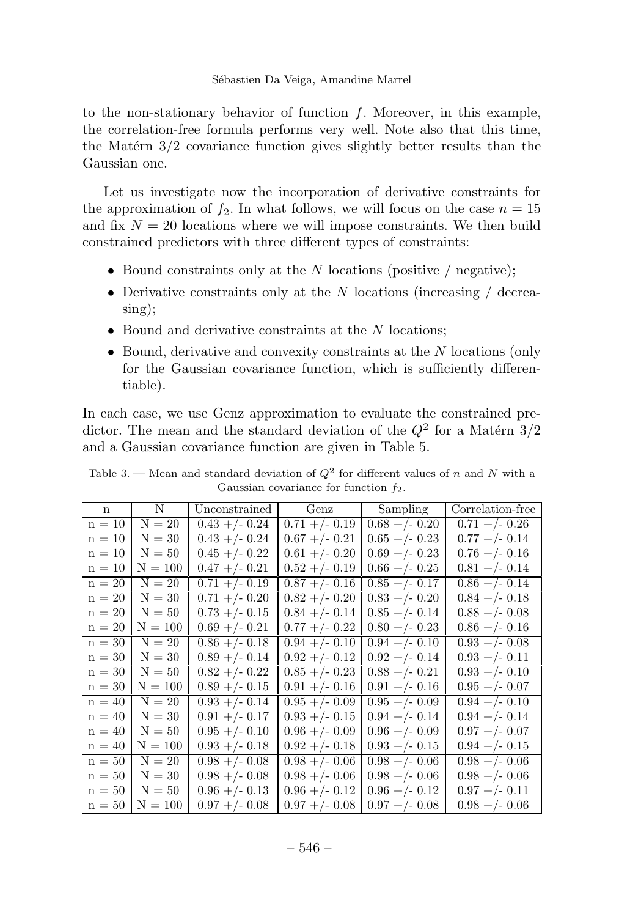to the non-stationary behavior of function $f$. Moreover, in this example, the correlation-free formula performs very well. Note also that this time, the Matérn 3/2 covariance function gives slightly better results than the Gaussian one.

Let us investigate now the incorporation of derivative constraints for the approximation of $f_2$. In what follows, we will focus on the case $n = 15$ and fix $N = 20$ locations where we will impose constraints. We then build constrained predictors with three different types of constraints:

- Bound constraints only at the $N$ locations (positive / negative);
- Derivative constraints only at the $N$ locations (increasing / decreasing);
- Bound and derivative constraints at the $N$ locations;
- Bound, derivative and convexity constraints at the $N$ locations (only for the Gaussian covariance function, which is sufficiently differentiable).

In each case, we use Genz approximation to evaluate the constrained predictor. The mean and the standard deviation of the $Q^2$ for a Matérn 3/2 and a Gaussian covariance function are given in Table 5.

Table 3. — Mean and standard deviation of $Q^2$ for different values of $n$ and $N$ with a Gaussian covariance for function $f_2$.

| n | N | Unconstrained | Genz | Sampling | Correlation-free |
|---|---|---|---|---|---|
| n = 10 | N = 20 | 0.43 +/- 0.24 | 0.71 +/- 0.19 | 0.68 +/- 0.20 | 0.71 +/- 0.26 |
| n = 10 | N = 30 | 0.43 +/- 0.24 | 0.67 +/- 0.21 | 0.65 +/- 0.23 | 0.77 +/- 0.14 |
| n = 10 | N = 50 | 0.45 +/- 0.22 | 0.61 +/- 0.20 | 0.69 +/- 0.23 | 0.76 +/- 0.16 |
| n = 10 | N = 100 | 0.47 +/- 0.21 | 0.52 +/- 0.19 | 0.66 +/- 0.25 | 0.81 +/- 0.14 |
| n = 20 | N = 20 | 0.71 +/- 0.19 | 0.87 +/- 0.16 | 0.85 +/- 0.17 | 0.86 +/- 0.14 |
| n = 20 | N = 30 | 0.71 +/- 0.20 | 0.82 +/- 0.20 | 0.83 +/- 0.20 | 0.84 +/- 0.18 |
| n = 20 | N = 50 | 0.73 +/- 0.15 | 0.84 +/- 0.14 | 0.85 +/- 0.14 | 0.88 +/- 0.08 |
| n = 20 | N = 100 | 0.69 +/- 0.21 | 0.77 +/- 0.22 | 0.80 +/- 0.23 | 0.86 +/- 0.16 |
| n = 30 | N = 20 | 0.86 +/- 0.18 | 0.94 +/- 0.10 | 0.94 +/- 0.10 | 0.93 +/- 0.08 |
| n = 30 | N = 30 | 0.89 +/- 0.14 | 0.92 +/- 0.12 | 0.92 +/- 0.14 | 0.93 +/- 0.11 |
| n = 30 | N = 50 | 0.82 +/- 0.22 | 0.85 +/- 0.23 | 0.88 +/- 0.21 | 0.93 +/- 0.10 |
| n = 30 | N = 100 | 0.89 +/- 0.15 | 0.91 +/- 0.16 | 0.91 +/- 0.16 | 0.95 +/- 0.07 |
| n = 40 | N = 20 | 0.93 +/- 0.14 | 0.95 +/- 0.09 | 0.95 +/- 0.09 | 0.94 +/- 0.10 |
| n = 40 | N = 30 | 0.91 +/- 0.17 | 0.93 +/- 0.15 | 0.94 +/- 0.14 | 0.94 +/- 0.14 |
| n = 40 | N = 50 | 0.95 +/- 0.10 | 0.96 +/- 0.09 | 0.96 +/- 0.09 | 0.97 +/- 0.07 |
| n = 40 | N = 100 | 0.93 +/- 0.18 | 0.92 +/- 0.18 | 0.93 +/- 0.15 | 0.94 +/- 0.15 |
| n = 50 | N = 20 | 0.98 +/- 0.08 | 0.98 +/- 0.06 | 0.98 +/- 0.06 | 0.98 +/- 0.06 |
| n = 50 | N = 30 | 0.98 +/- 0.08 | 0.98 +/- 0.06 | 0.98 +/- 0.06 | 0.98 +/- 0.06 |
| n = 50 | N = 50 | 0.96 +/- 0.13 | 0.96 +/- 0.12 | 0.96 +/- 0.12 | 0.97 +/- 0.11 |
| n = 50 | N = 100 | 0.97 +/- 0.08 | 0.97 +/- 0.08 | 0.97 +/- 0.08 | 0.98 +/- 0.06 |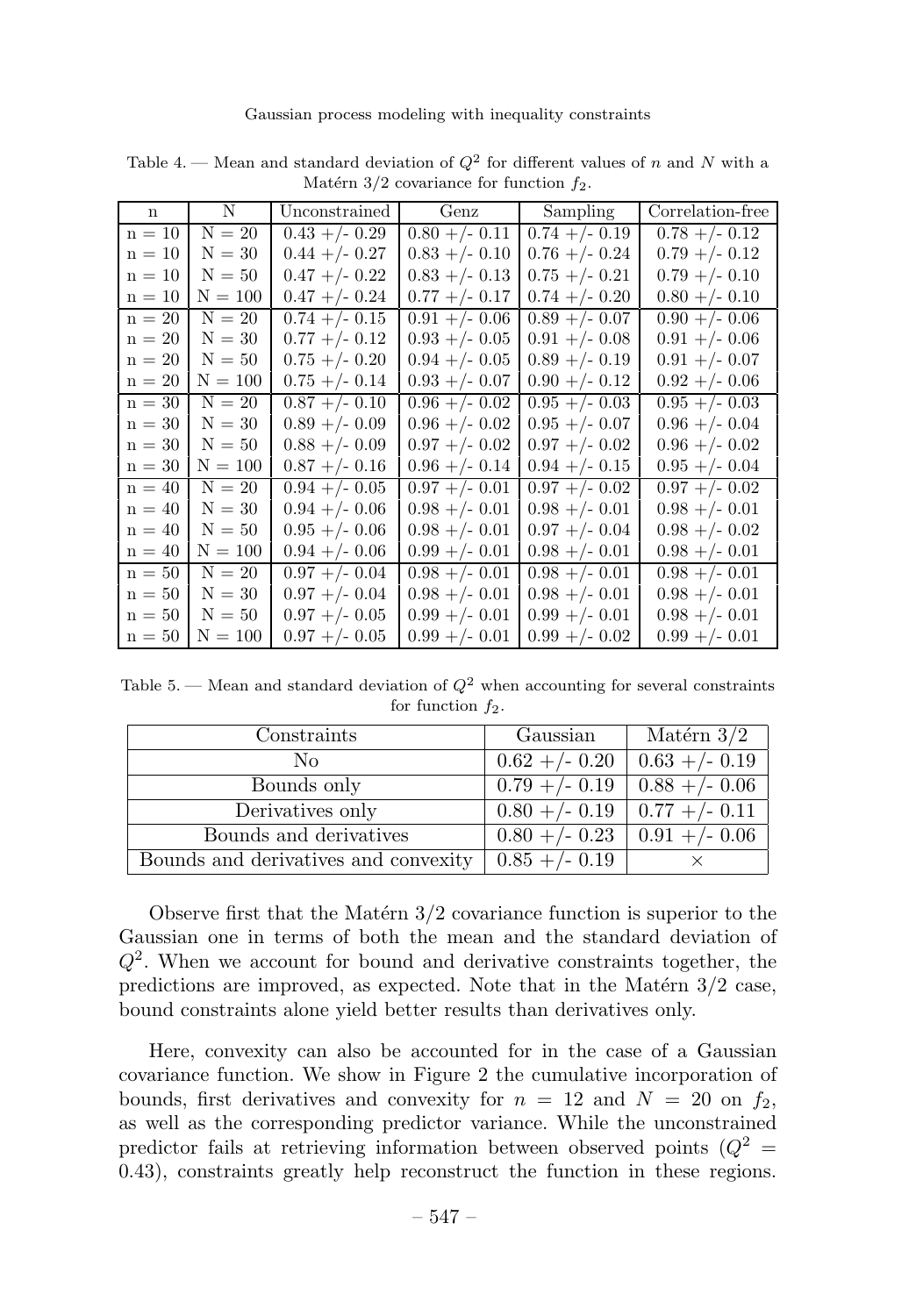Table 4. — Mean and standard deviation of $Q^2$ for different values of $n$ and $N$ with a Matérn 3/2 covariance for function $f_2$.

| n | N | Unconstrained | Genz | Sampling | Correlation-free |
|---|---|---|---|---|---|
| n = 10 | N = 20 | 0.43 +/- 0.29 | 0.80 +/- 0.11 | 0.74 +/- 0.19 | 0.78 +/- 0.12 |
| n = 10 | N = 30 | 0.44 +/- 0.27 | 0.83 +/- 0.10 | 0.76 +/- 0.24 | 0.79 +/- 0.12 |
| n = 10 | N = 50 | 0.47 +/- 0.22 | 0.83 +/- 0.13 | 0.75 +/- 0.21 | 0.79 +/- 0.10 |
| n = 10 | N = 100 | 0.47 +/- 0.24 | 0.77 +/- 0.17 | 0.74 +/- 0.20 | 0.80 +/- 0.10 |
| n = 20 | N = 20 | 0.74 +/- 0.15 | 0.91 +/- 0.06 | 0.89 +/- 0.07 | 0.90 +/- 0.06 |
| n = 20 | N = 30 | 0.77 +/- 0.12 | 0.93 +/- 0.05 | 0.91 +/- 0.08 | 0.91 +/- 0.06 |
| n = 20 | N = 50 | 0.75 +/- 0.20 | 0.94 +/- 0.05 | 0.89 +/- 0.19 | 0.91 +/- 0.07 |
| n = 20 | N = 100 | 0.75 +/- 0.14 | 0.93 +/- 0.07 | 0.90 +/- 0.12 | 0.92 +/- 0.06 |
| n = 30 | N = 20 | 0.87 +/- 0.10 | 0.96 +/- 0.02 | 0.95 +/- 0.03 | 0.95 +/- 0.03 |
| n = 30 | N = 30 | 0.89 +/- 0.09 | 0.96 +/- 0.02 | 0.95 +/- 0.07 | 0.96 +/- 0.04 |
| n = 30 | N = 50 | 0.88 +/- 0.09 | 0.97 +/- 0.02 | 0.97 +/- 0.02 | 0.96 +/- 0.02 |
| n = 30 | N = 100 | 0.87 +/- 0.16 | 0.96 +/- 0.14 | 0.94 +/- 0.15 | 0.95 +/- 0.04 |
| n = 40 | N = 20 | 0.94 +/- 0.05 | 0.97 +/- 0.01 | 0.97 +/- 0.02 | 0.97 +/- 0.02 |
| n = 40 | N = 30 | 0.94 +/- 0.06 | 0.98 +/- 0.01 | 0.98 +/- 0.01 | 0.98 +/- 0.01 |
| n = 40 | N = 50 | 0.95 +/- 0.06 | 0.98 +/- 0.01 | 0.97 +/- 0.04 | 0.98 +/- 0.02 |
| n = 40 | N = 100 | 0.94 +/- 0.06 | 0.99 +/- 0.01 | 0.98 +/- 0.01 | 0.98 +/- 0.01 |
| n = 50 | N = 20 | 0.97 +/- 0.04 | 0.98 +/- 0.01 | 0.98 +/- 0.01 | 0.98 +/- 0.01 |
| n = 50 | N = 30 | 0.97 +/- 0.04 | 0.98 +/- 0.01 | 0.98 +/- 0.01 | 0.98 +/- 0.01 |
| n = 50 | N = 50 | 0.97 +/- 0.05 | 0.99 +/- 0.01 | 0.99 +/- 0.01 | 0.98 +/- 0.01 |
| n = 50 | N = 100 | 0.97 +/- 0.05 | 0.99 +/- 0.01 | 0.99 +/- 0.02 | 0.99 +/- 0.01 |

Table 5. — Mean and standard deviation of $Q^2$ when accounting for several constraints for function $f_2$.

| Constraints | Gaussian | Matérn 3/2 |
|---|---|---|
| No | 0.62 +/- 0.20 | 0.63 +/- 0.19 |
| Bounds only | 0.79 +/- 0.19 | 0.88 +/- 0.06 |
| Derivatives only | 0.80 +/- 0.19 | 0.77 +/- 0.11 |
| Bounds and derivatives | 0.80 +/- 0.23 | 0.91 +/- 0.06 |
| Bounds and derivatives and convexity | 0.85 +/- 0.19 | × |

Observe first that the Matérn 3/2 covariance function is superior to the Gaussian one in terms of both the mean and the standard deviation of $Q^2$. When we account for bound and derivative constraints together, the predictions are improved, as expected. Note that in the Matérn 3/2 case, bound constraints alone yield better results than derivatives only.

Here, convexity can also be accounted for in the case of a Gaussian covariance function. We show in Figure 2 the cumulative incorporation of bounds, first derivatives and convexity for $n = 12$ and $N = 20$ on $f_2$, as well as the corresponding predictor variance. While the unconstrained predictor fails at retrieving information between observed points ($Q^2 = 0.43$), constraints greatly help reconstruct the function in these regions.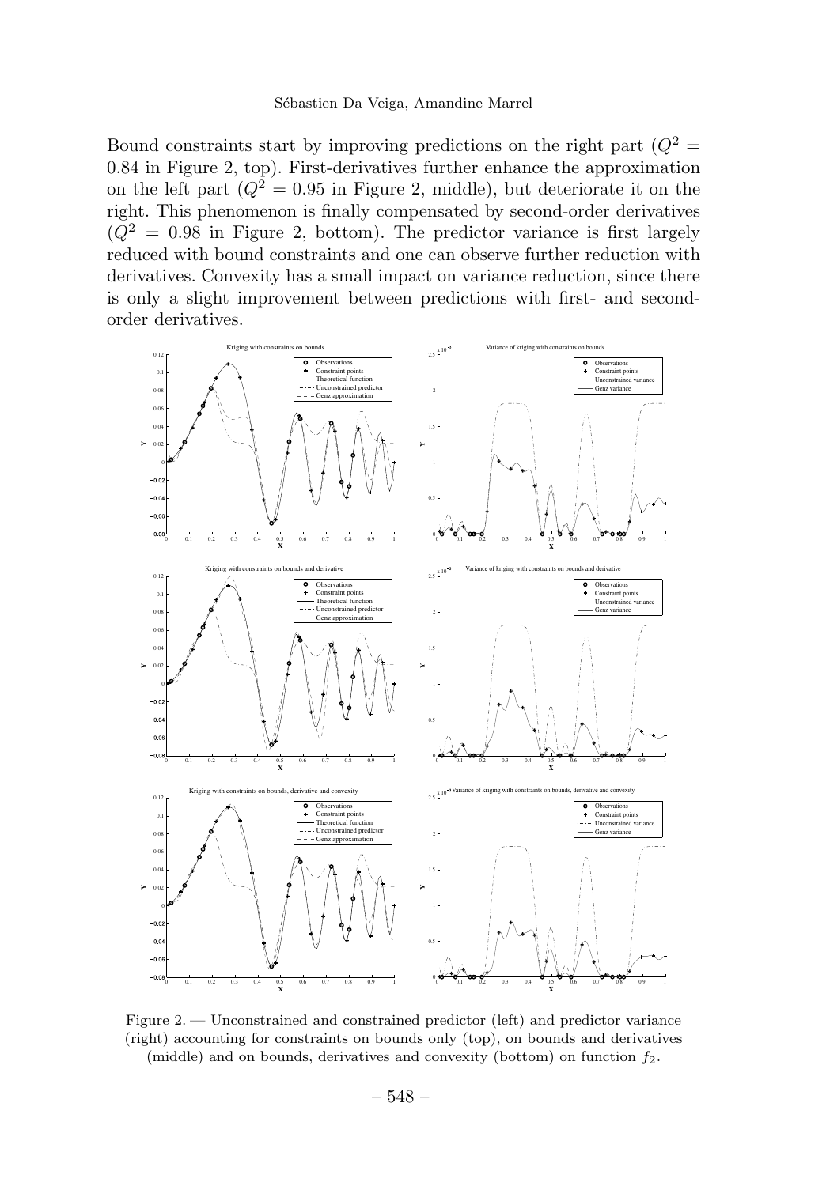Bound constraints start by improving predictions on the right part ($Q^2 = 0.84$ in Figure 2, top). First-derivatives further enhance the approximation on the left part ($Q^2 = 0.95$ in Figure 2, middle), but deteriorate it on the right. This phenomenon is finally compensated by second-order derivatives ($Q^2 = 0.98$ in Figure 2, bottom). The predictor variance is first largely reduced with bound constraints and one can observe further reduction with derivatives. Convexity has a small impact on variance reduction, since there is only a slight improvement between predictions with first- and second-order derivatives.

Figure 2. — Unconstrained and constrained predictor (left) and predictor variance (right) accounting for constraints on bounds only (top), on bounds and derivatives (middle) and on bounds, derivatives and convexity (bottom) on function $f_2$.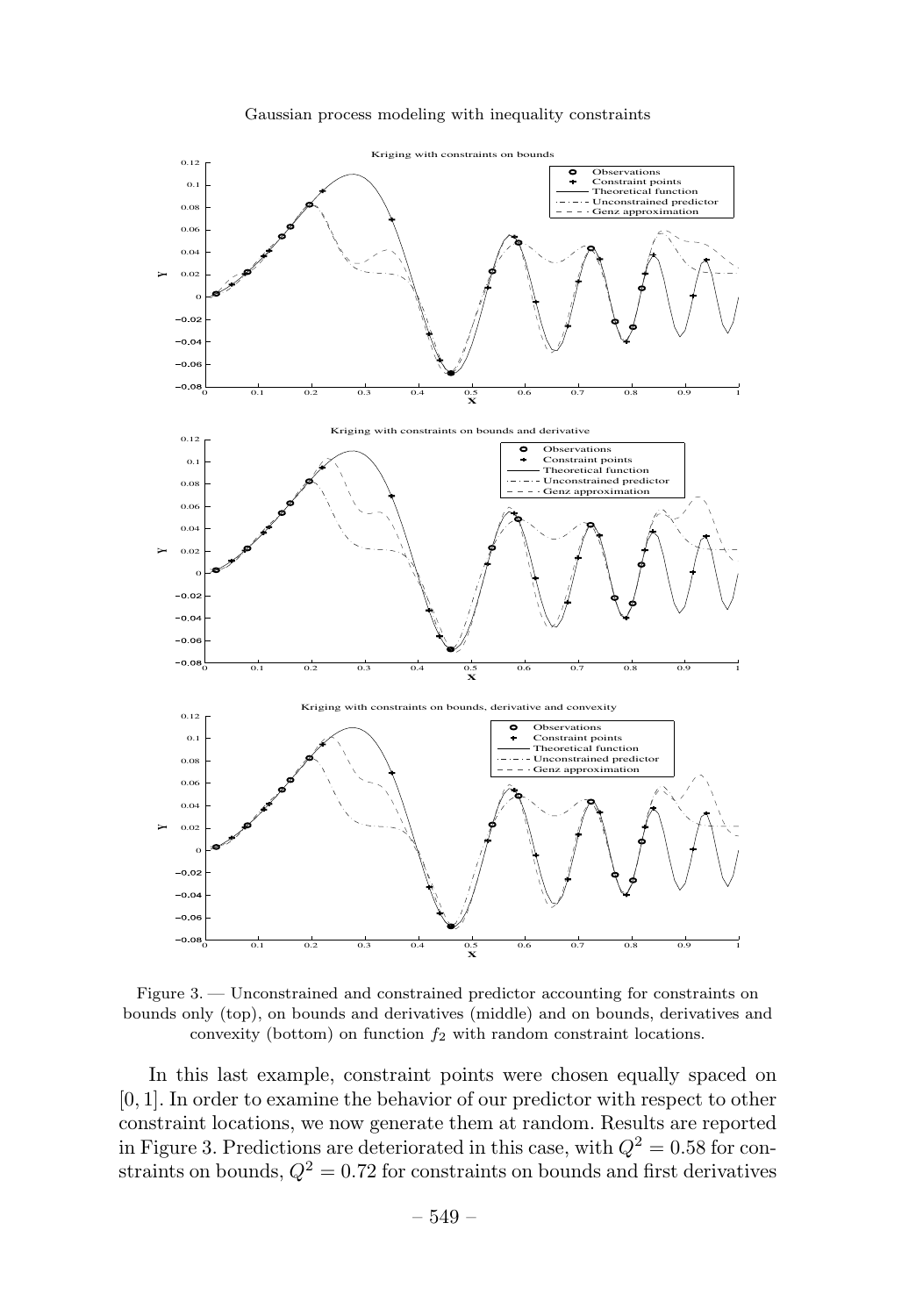Figure 3. — Unconstrained and constrained predictor accounting for constraints on bounds only (top), on bounds and derivatives (middle) and on bounds, derivatives and convexity (bottom) on function $f_2$ with random constraint locations.

In this last example, constraint points were chosen equally spaced on $[0, 1]$. In order to examine the behavior of our predictor with respect to other constraint locations, we now generate them at random. Results are reported in Figure 3. Predictions are deteriorated in this case, with $Q^2 = 0.58$ for constraints on bounds, $Q^2 = 0.72$ for constraints on bounds and first derivatives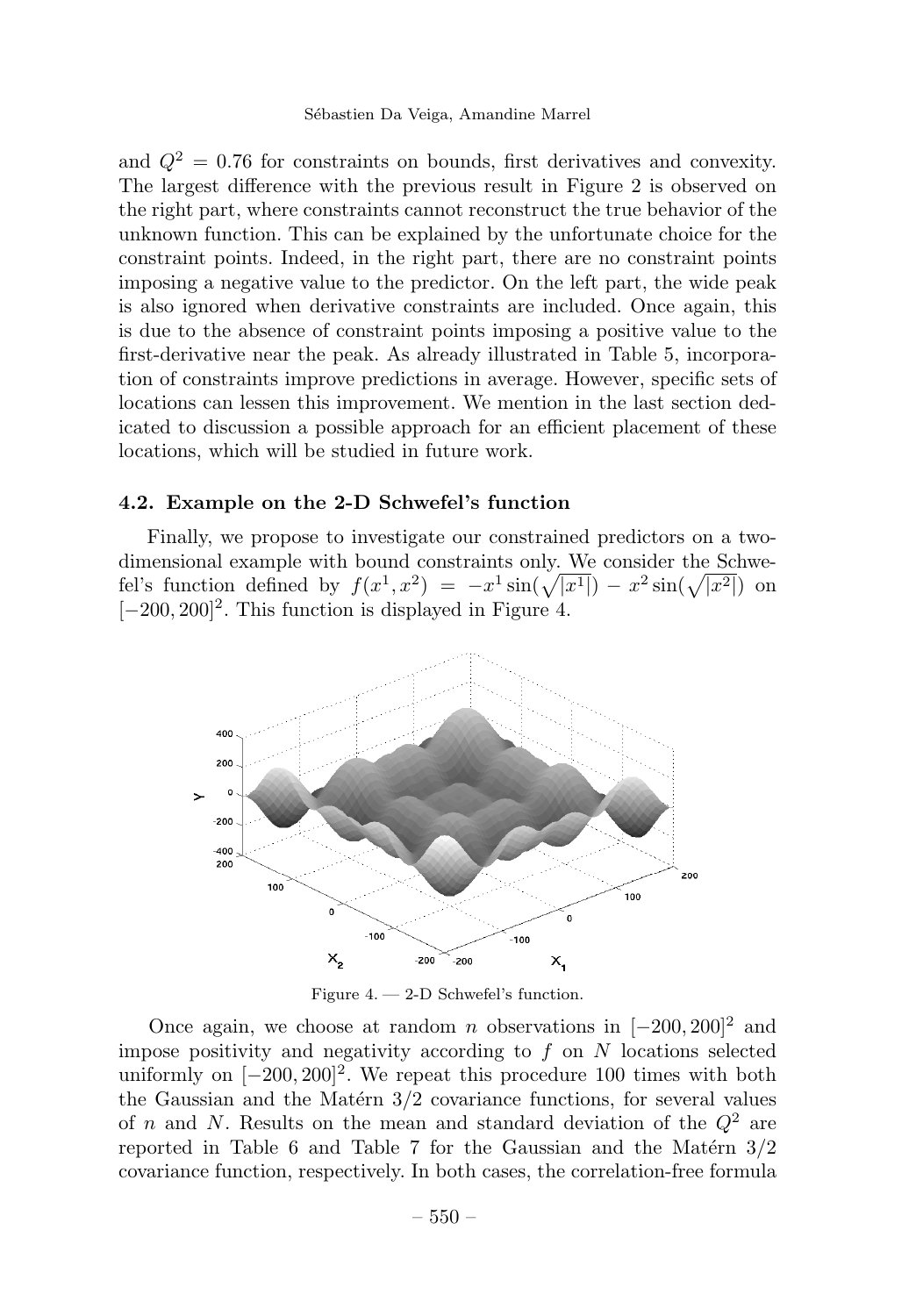and $Q^2 = 0.76$ for constraints on bounds, first derivatives and convexity. The largest difference with the previous result in Figure 2 is observed on the right part, where constraints cannot reconstruct the true behavior of the unknown function. This can be explained by the unfortunate choice for the constraint points. Indeed, in the right part, there are no constraint points imposing a negative value to the predictor. On the left part, the wide peak is also ignored when derivative constraints are included. Once again, this is due to the absence of constraint points imposing a positive value to the first-derivative near the peak. As already illustrated in Table 5, incorporation of constraints improve predictions in average. However, specific sets of locations can lessen this improvement. We mention in the last section dedicated to discussion a possible approach for an efficient placement of these locations, which will be studied in future work.

### 4.2. Example on the 2-D Schwefel's function

Finally, we propose to investigate our constrained predictors on a two-dimensional example with bound constraints only. We consider the Schwefel's function defined by $f(x^1, x^2) = -x^1 \sin(\sqrt{|x^1|}) - x^2 \sin(\sqrt{|x^2|})$ on $[-200, 200]^2$. This function is displayed in Figure 4.

Figure 4. — 2-D Schwefel's function.

Once again, we choose at random $n$ observations in $[-200, 200]^2$ and impose positivity and negativity according to $f$ on $N$ locations selected uniformly on $[-200, 200]^2$. We repeat this procedure 100 times with both the Gaussian and the Matérn 3/2 covariance functions, for several values of $n$ and $N$. Results on the mean and standard deviation of the $Q^2$ are reported in Table 6 and Table 7 for the Gaussian and the Matérn 3/2 covariance function, respectively. In both cases, the correlation-free formula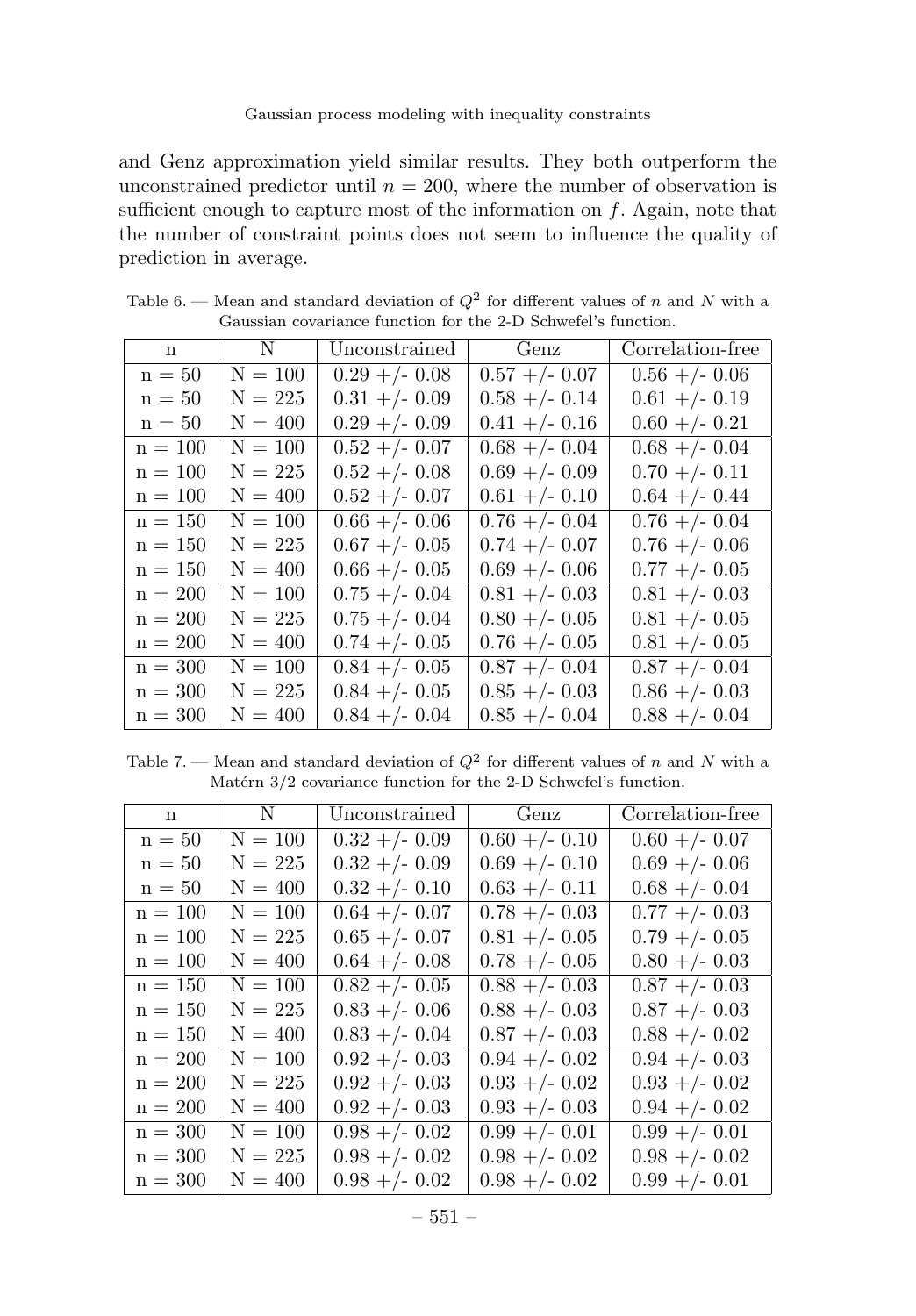and Genz approximation yield similar results. They both outperform the unconstrained predictor until $n = 200$, where the number of observation is sufficient enough to capture most of the information on $f$. Again, note that the number of constraint points does not seem to influence the quality of prediction in average.

Table 6. — Mean and standard deviation of $Q^2$ for different values of $n$ and $N$ with a Gaussian covariance function for the 2-D Schwefel's function.

| n | N | Unconstrained | Genz | Correlation-free |
|---|---|---|---|---|
| n = 50 | N = 100 | 0.29 +/- 0.08 | 0.57 +/- 0.07 | 0.56 +/- 0.06 |
| n = 50 | N = 225 | 0.31 +/- 0.09 | 0.58 +/- 0.14 | 0.61 +/- 0.19 |
| n = 50 | N = 400 | 0.29 +/- 0.09 | 0.41 +/- 0.16 | 0.60 +/- 0.21 |
| n = 100 | N = 100 | 0.52 +/- 0.07 | 0.68 +/- 0.04 | 0.68 +/- 0.04 |
| n = 100 | N = 225 | 0.52 +/- 0.08 | 0.69 +/- 0.09 | 0.70 +/- 0.11 |
| n = 100 | N = 400 | 0.52 +/- 0.07 | 0.61 +/- 0.10 | 0.64 +/- 0.44 |
| n = 150 | N = 100 | 0.66 +/- 0.06 | 0.76 +/- 0.04 | 0.76 +/- 0.04 |
| n = 150 | N = 225 | 0.67 +/- 0.05 | 0.74 +/- 0.07 | 0.76 +/- 0.06 |
| n = 150 | N = 400 | 0.66 +/- 0.05 | 0.69 +/- 0.06 | 0.77 +/- 0.05 |
| n = 200 | N = 100 | 0.75 +/- 0.04 | 0.81 +/- 0.03 | 0.81 +/- 0.03 |
| n = 200 | N = 225 | 0.75 +/- 0.04 | 0.80 +/- 0.05 | 0.81 +/- 0.05 |
| n = 200 | N = 400 | 0.74 +/- 0.05 | 0.76 +/- 0.05 | 0.81 +/- 0.05 |
| n = 300 | N = 100 | 0.84 +/- 0.05 | 0.87 +/- 0.04 | 0.87 +/- 0.04 |
| n = 300 | N = 225 | 0.84 +/- 0.05 | 0.85 +/- 0.03 | 0.86 +/- 0.03 |
| n = 300 | N = 400 | 0.84 +/- 0.04 | 0.85 +/- 0.04 | 0.88 +/- 0.04 |

Table 7. — Mean and standard deviation of $Q^2$ for different values of $n$ and $N$ with a Matérn 3/2 covariance function for the 2-D Schwefel's function.

| n | N | Unconstrained | Genz | Correlation-free |
|---|---|---|---|---|
| n = 50 | N = 100 | 0.32 +/- 0.09 | 0.60 +/- 0.10 | 0.60 +/- 0.07 |
| n = 50 | N = 225 | 0.32 +/- 0.09 | 0.69 +/- 0.10 | 0.69 +/- 0.06 |
| n = 50 | N = 400 | 0.32 +/- 0.10 | 0.63 +/- 0.11 | 0.68 +/- 0.04 |
| n = 100 | N = 100 | 0.64 +/- 0.07 | 0.78 +/- 0.03 | 0.77 +/- 0.03 |
| n = 100 | N = 225 | 0.65 +/- 0.07 | 0.81 +/- 0.05 | 0.79 +/- 0.05 |
| n = 100 | N = 400 | 0.64 +/- 0.08 | 0.78 +/- 0.05 | 0.80 +/- 0.03 |
| n = 150 | N = 100 | 0.82 +/- 0.05 | 0.88 +/- 0.03 | 0.87 +/- 0.03 |
| n = 150 | N = 225 | 0.83 +/- 0.06 | 0.88 +/- 0.03 | 0.87 +/- 0.03 |
| n = 150 | N = 400 | 0.83 +/- 0.04 | 0.87 +/- 0.03 | 0.88 +/- 0.02 |
| n = 200 | N = 100 | 0.92 +/- 0.03 | 0.94 +/- 0.02 | 0.94 +/- 0.03 |
| n = 200 | N = 225 | 0.92 +/- 0.03 | 0.93 +/- 0.02 | 0.93 +/- 0.02 |
| n = 200 | N = 400 | 0.92 +/- 0.03 | 0.93 +/- 0.03 | 0.94 +/- 0.02 |
| n = 300 | N = 100 | 0.98 +/- 0.02 | 0.99 +/- 0.01 | 0.99 +/- 0.01 |
| n = 300 | N = 225 | 0.98 +/- 0.02 | 0.98 +/- 0.02 | 0.98 +/- 0.02 |
| n = 300 | N = 400 | 0.98 +/- 0.02 | 0.98 +/- 0.02 | 0.99 +/- 0.01 |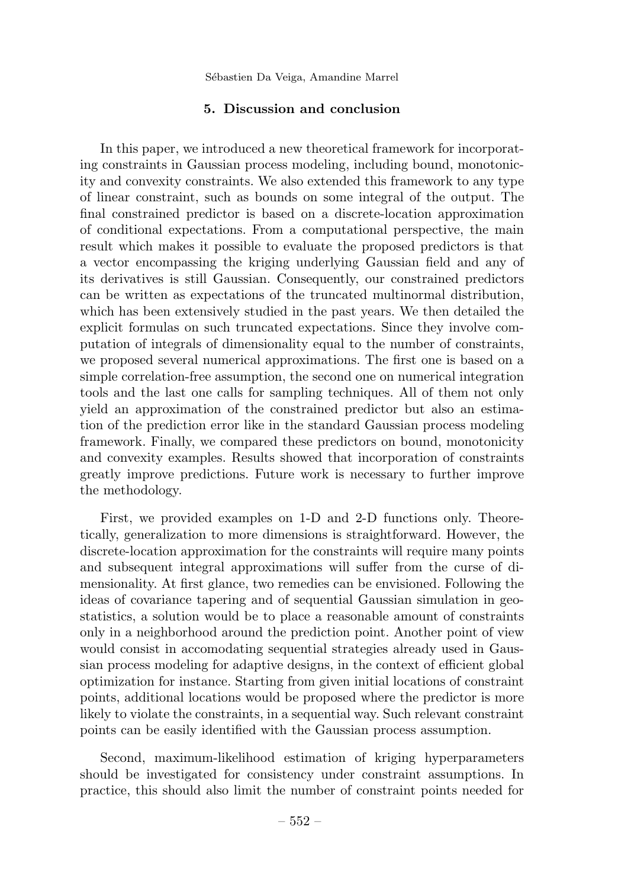## 5. Discussion and conclusion

In this paper, we introduced a new theoretical framework for incorporating constraints in Gaussian process modeling, including bound, monotonicity and convexity constraints. We also extended this framework to any type of linear constraint, such as bounds on some integral of the output. The final constrained predictor is based on a discrete-location approximation of conditional expectations. From a computational perspective, the main result which makes it possible to evaluate the proposed predictors is that a vector encompassing the kriging underlying Gaussian field and any of its derivatives is still Gaussian. Consequently, our constrained predictors can be written as expectations of the truncated multinormal distribution, which has been extensively studied in the past years. We then detailed the explicit formulas on such truncated expectations. Since they involve computation of integrals of dimensionality equal to the number of constraints, we proposed several numerical approximations. The first one is based on a simple correlation-free assumption, the second one on numerical integration tools and the last one calls for sampling techniques. All of them not only yield an approximation of the constrained predictor but also an estimation of the prediction error like in the standard Gaussian process modeling framework. Finally, we compared these predictors on bound, monotonicity and convexity examples. Results showed that incorporation of constraints greatly improve predictions. Future work is necessary to further improve the methodology.

First, we provided examples on 1-D and 2-D functions only. Theoretically, generalization to more dimensions is straightforward. However, the discrete-location approximation for the constraints will require many points and subsequent integral approximations will suffer from the curse of dimensionality. At first glance, two remedies can be envisioned. Following the ideas of covariance tapering and of sequential Gaussian simulation in geostatistics, a solution would be to place a reasonable amount of constraints only in a neighborhood around the prediction point. Another point of view would consist in accomodating sequential strategies already used in Gaussian process modeling for adaptive designs, in the context of efficient global optimization for instance. Starting from given initial locations of constraint points, additional locations would be proposed where the predictor is more likely to violate the constraints, in a sequential way. Such relevant constraint points can be easily identified with the Gaussian process assumption.

Second, maximum-likelihood estimation of kriging hyperparameters should be investigated for consistency under constraint assumptions. In practice, this should also limit the number of constraint points needed for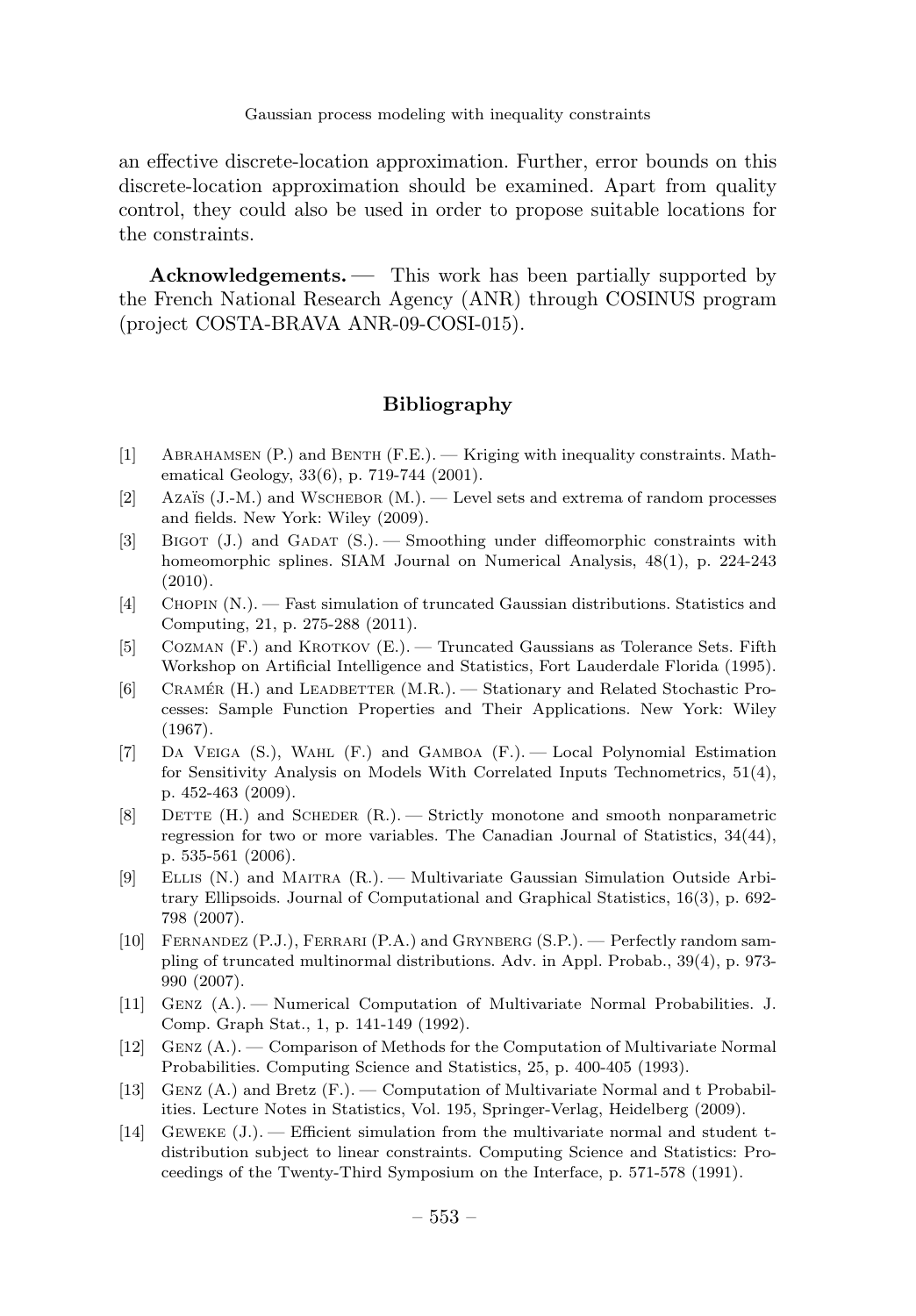an effective discrete-location approximation. Further, error bounds on this discrete-location approximation should be examined. Apart from quality control, they could also be used in order to propose suitable locations for the constraints.

**Acknowledgements. —** This work has been partially supported by the French National Research Agency (ANR) through COSINUS program (project COSTA-BRAVA ANR-09-COSI-015).

## Bibliography

[1] Abrahamsen (P.) and Benth (F.E.). — Kriging with inequality constraints. Mathematical Geology, 33(6), p. 719-744 (2001).

[2] Azaïs (J.-M.) and Wschebor (M.). — Level sets and extrema of random processes and fields. New York: Wiley (2009).

[3] Bigot (J.) and Gadat (S.). — Smoothing under diffeomorphic constraints with homeomorphic splines. SIAM Journal on Numerical Analysis, 48(1), p. 224-243 (2010).

[4] Chopin (N.). — Fast simulation of truncated Gaussian distributions. Statistics and Computing, 21, p. 275-288 (2011).

[5] Cozman (F.) and Krotkov (E.). — Truncated Gaussians as Tolerance Sets. Fifth Workshop on Artificial Intelligence and Statistics, Fort Lauderdale Florida (1995).

[6] Cramér (H.) and Leadbetter (M.R.). — Stationary and Related Stochastic Processes: Sample Function Properties and Their Applications. New York: Wiley (1967).

[7] Da Veiga (S.), Wahl (F.) and Gamboa (F.). — Local Polynomial Estimation for Sensitivity Analysis on Models With Correlated Inputs Technometrics, 51(4), p. 452-463 (2009).

[8] Dette (H.) and Scheder (R.). — Strictly monotone and smooth nonparametric regression for two or more variables. The Canadian Journal of Statistics, 34(44), p. 535-561 (2006).

[9] Ellis (N.) and Maitra (R.). — Multivariate Gaussian Simulation Outside Arbitrary Ellipsoids. Journal of Computational and Graphical Statistics, 16(3), p. 692-798 (2007).

[10] Fernandez (P.J.), Ferrari (P.A.) and Grynberg (S.P.). — Perfectly random sampling of truncated multinormal distributions. Adv. in Appl. Probab., 39(4), p. 973-990 (2007).

[11] Genz (A.). — Numerical Computation of Multivariate Normal Probabilities. J. Comp. Graph Stat., 1, p. 141-149 (1992).

[12] Genz (A.). — Comparison of Methods for the Computation of Multivariate Normal Probabilities. Computing Science and Statistics, 25, p. 400-405 (1993).

[13] Genz (A.) and Bretz (F.). — Computation of Multivariate Normal and t Probabilities. Lecture Notes in Statistics, Vol. 195, Springer-Verlag, Heidelberg (2009).

[14] Geweke (J.). — Efficient simulation from the multivariate normal and student t-distribution subject to linear constraints. Computing Science and Statistics: Proceedings of the Twenty-Third Symposium on the Interface, p. 571-578 (1991).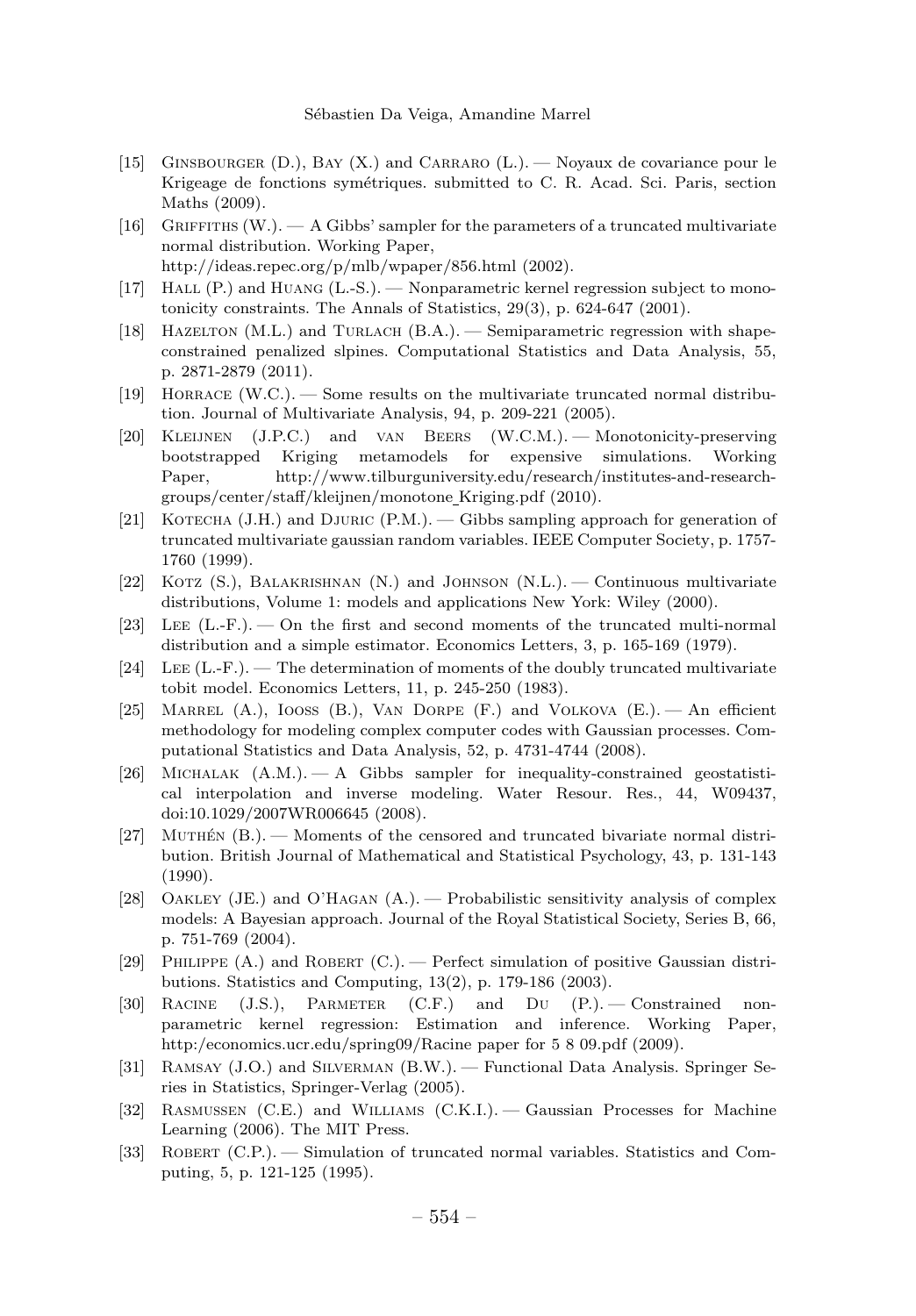[15] Ginsbourger (D.), Bay (X.) and Carraro (L.). — Noyaux de covariance pour le Krigeage de fonctions symétriques. submitted to C. R. Acad. Sci. Paris, section Maths (2009).

[16] Griffiths (W.). — A Gibbs' sampler for the parameters of a truncated multivariate normal distribution. Working Paper, http://ideas.repec.org/p/mlb/wpaper/856.html (2002).

[17] Hall (P.) and Huang (L.-S.). — Nonparametric kernel regression subject to monotonicity constraints. The Annals of Statistics, 29(3), p. 624-647 (2001).

[18] Hazelton (M.L.) and Turlach (B.A.). — Semiparametric regression with shape-constrained penalized slpines. Computational Statistics and Data Analysis, 55, p. 2871-2879 (2011).

[19] Horrace (W.C.). — Some results on the multivariate truncated normal distribution. Journal of Multivariate Analysis, 94, p. 209-221 (2005).

[20] Kleijnen (J.P.C.) and van Beers (W.C.M.). — Monotonicity-preserving bootstrapped Kriging metamodels for expensive simulations. Working Paper, http://www.tilburguniversity.edu/research/institutes-and-research-groups/center/staff/kleijnen/monotone_Kriging.pdf (2010).

[21] Kotecha (J.H.) and Djuric (P.M.). — Gibbs sampling approach for generation of truncated multivariate gaussian random variables. IEEE Computer Society, p. 1757-1760 (1999).

[22] Kotz (S.), Balakrishnan (N.) and Johnson (N.L.). — Continuous multivariate distributions, Volume 1: models and applications New York: Wiley (2000).

[23] Lee (L.-F.). — On the first and second moments of the truncated multi-normal distribution and a simple estimator. Economics Letters, 3, p. 165-169 (1979).

[24] Lee (L.-F.). — The determination of moments of the doubly truncated multivariate tobit model. Economics Letters, 11, p. 245-250 (1983).

[25] Marrel (A.), Iooss (B.), Van Dorpe (F.) and Volkova (E.). — An efficient methodology for modeling complex computer codes with Gaussian processes. Computational Statistics and Data Analysis, 52, p. 4731-4744 (2008).

[26] Michalak (A.M.). — A Gibbs sampler for inequality-constrained geostatistical interpolation and inverse modeling. Water Resour. Res., 44, W09437, doi:10.1029/2007WR006645 (2008).

[27] Muthén (B.). — Moments of the censored and truncated bivariate normal distribution. British Journal of Mathematical and Statistical Psychology, 43, p. 131-143 (1990).

[28] Oakley (JE.) and O'Hagan (A.). — Probabilistic sensitivity analysis of complex models: A Bayesian approach. Journal of the Royal Statistical Society, Series B, 66, p. 751-769 (2004).

[29] Philippe (A.) and Robert (C.). — Perfect simulation of positive Gaussian distributions. Statistics and Computing, 13(2), p. 179-186 (2003).

[30] Racine (J.S.), Parmeter (C.F.) and Du (P.). — Constrained nonparametric kernel regression: Estimation and inference. Working Paper, http:/economics.ucr.edu/spring09/Racine paper for 5 8 09.pdf (2009).

[31] Ramsay (J.O.) and Silverman (B.W.). — Functional Data Analysis. Springer Series in Statistics, Springer-Verlag (2005).

[32] Rasmussen (C.E.) and Williams (C.K.I.). — Gaussian Processes for Machine Learning (2006). The MIT Press.

[33] Robert (C.P.). — Simulation of truncated normal variables. Statistics and Computing, 5, p. 121-125 (1995).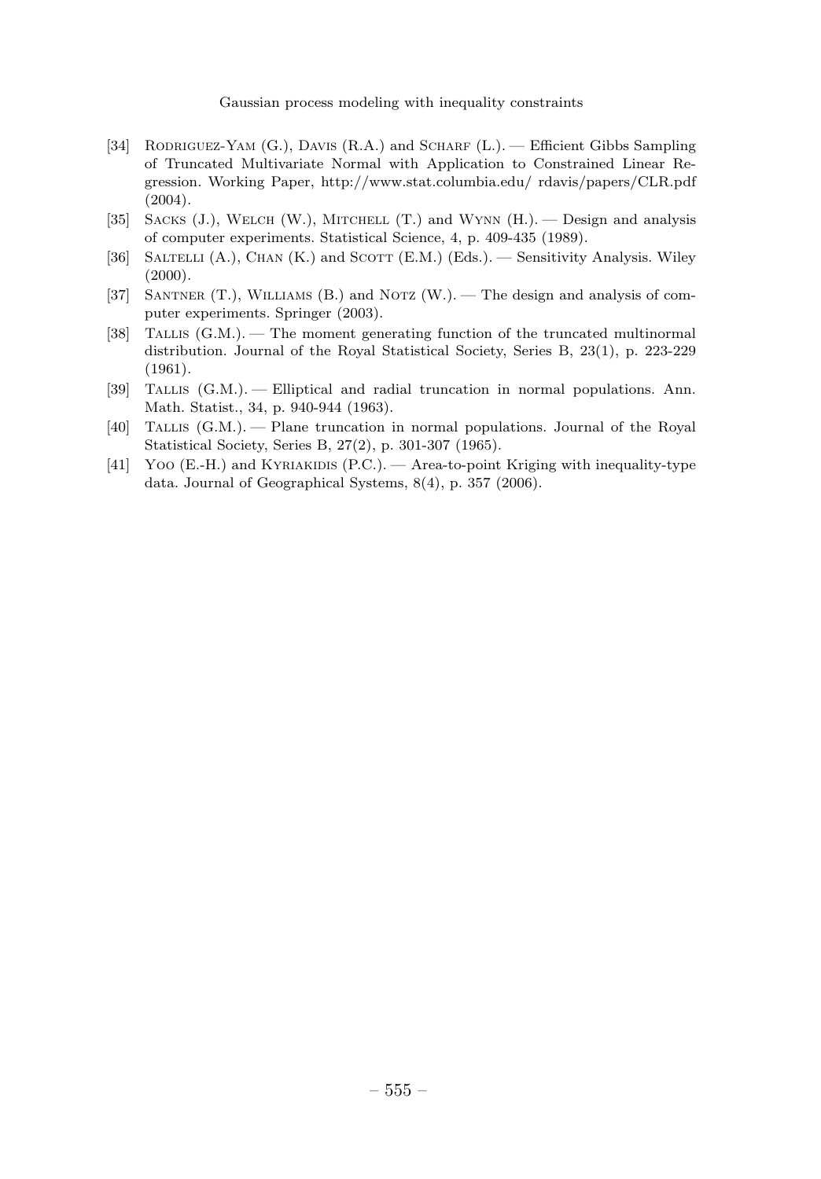[34] Rodriguez-Yam (G.), Davis (R.A.) and Scharf (L.). — Efficient Gibbs Sampling of Truncated Multivariate Normal with Application to Constrained Linear Regression. Working Paper, http://www.stat.columbia.edu/ rdavis/papers/CLR.pdf (2004).

[35] Sacks (J.), Welch (W.), Mitchell (T.) and Wynn (H.). — Design and analysis of computer experiments. Statistical Science, 4, p. 409-435 (1989).

[36] Saltelli (A.), Chan (K.) and Scott (E.M.) (Eds.). — Sensitivity Analysis. Wiley (2000).

[37] Santner (T.), Williams (B.) and Notz (W.). — The design and analysis of computer experiments. Springer (2003).

[38] Tallis (G.M.). — The moment generating function of the truncated multinormal distribution. Journal of the Royal Statistical Society, Series B, 23(1), p. 223-229 (1961).

[39] Tallis (G.M.). — Elliptical and radial truncation in normal populations. Ann. Math. Statist., 34, p. 940-944 (1963).

[40] Tallis (G.M.). — Plane truncation in normal populations. Journal of the Royal Statistical Society, Series B, 27(2), p. 301-307 (1965).

[41] Yoo (E.-H.) and Kyriakidis (P.C.). — Area-to-point Kriging with inequality-type data. Journal of Geographical Systems, 8(4), p. 357 (2006).